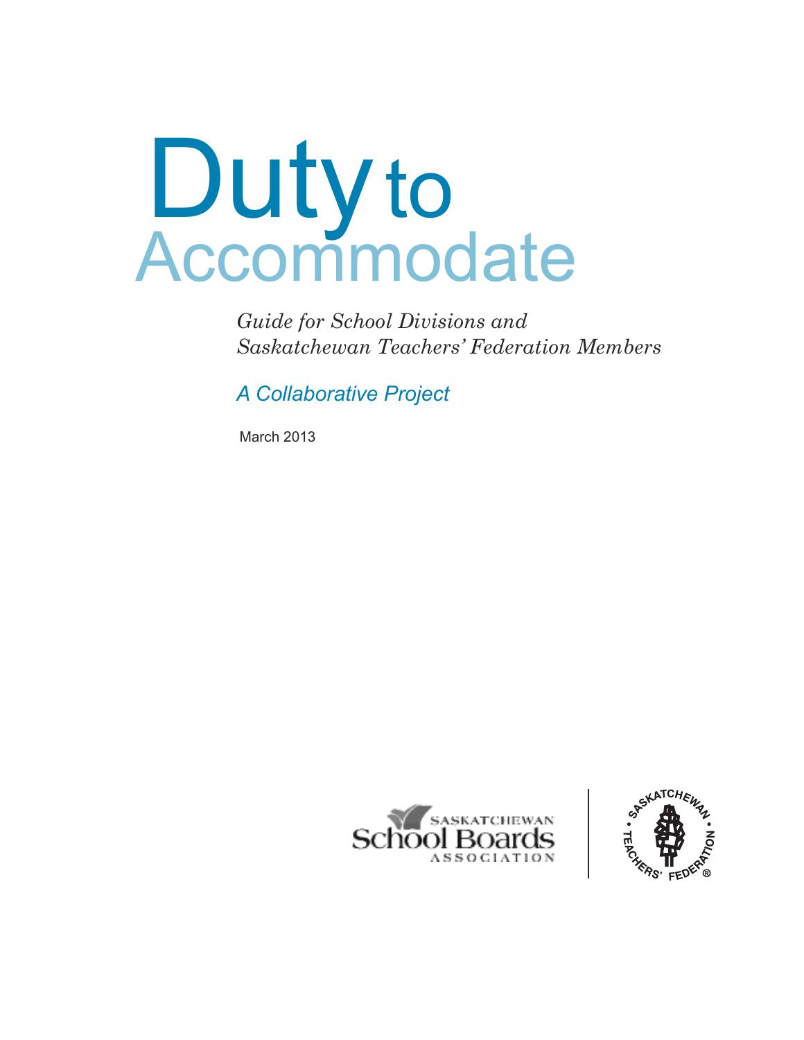# Duty to Accommodate

*Guide for School Divisions and Saskatchewan Teachers' Federation Members*

*A Collaborative Project*

March 2013

Saskatchewan School Boards Association

Saskatchewan Teachers' Federation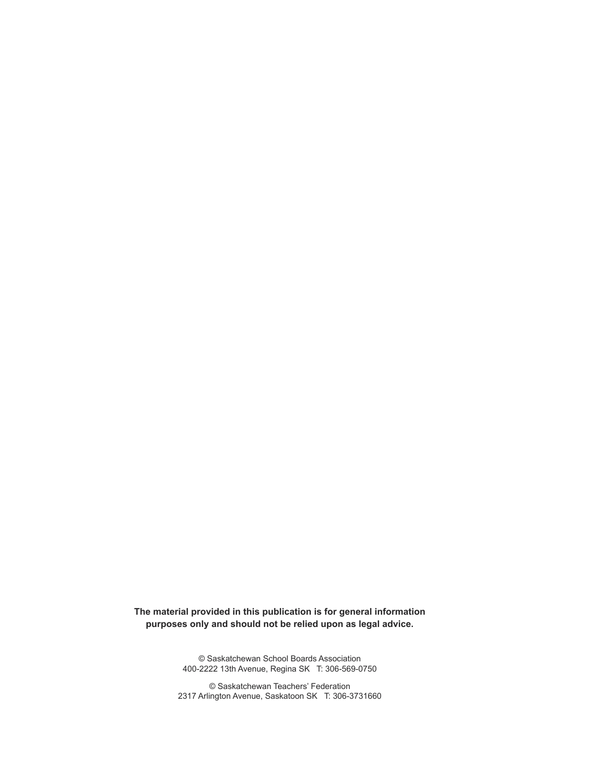**The material provided in this publication is for general information purposes only and should not be relied upon as legal advice.**

© Saskatchewan School Boards Association
400-2222 13th Avenue, Regina SK T: 306-569-0750

© Saskatchewan Teachers' Federation
2317 Arlington Avenue, Saskatoon SK T: 306-3731660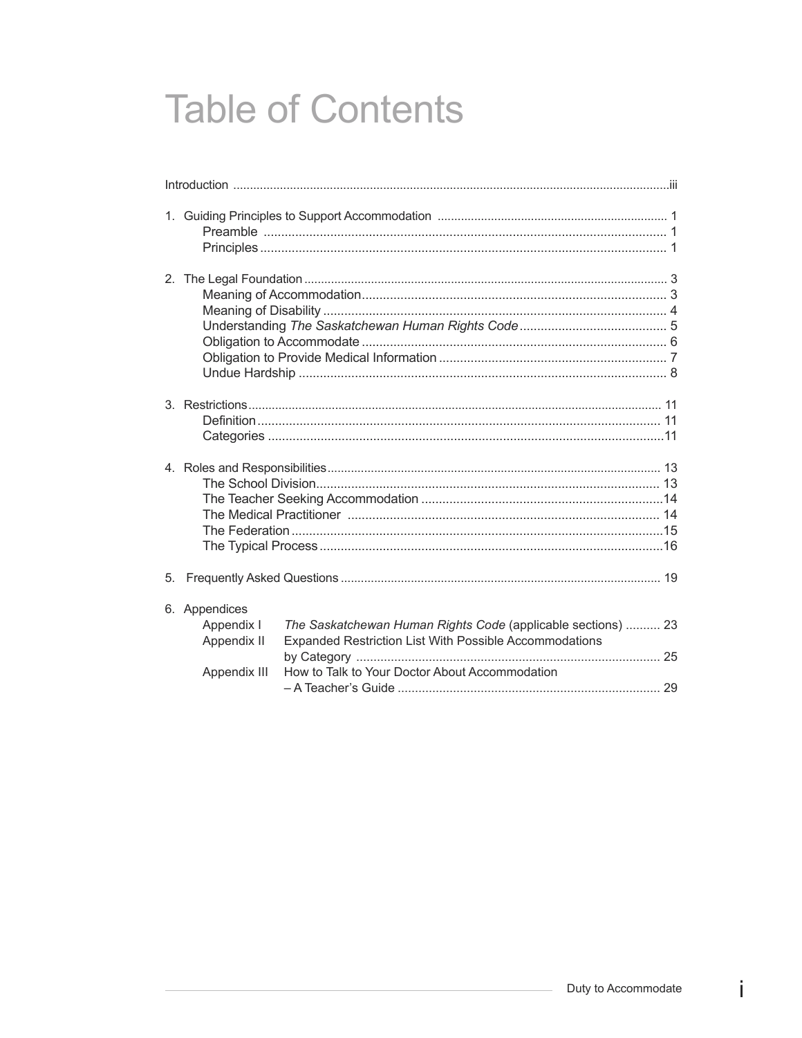# Table of Contents

Introduction ..................................................................................................................................iii

1. Guiding Principles to Support Accommodation .................................................................... 1
   - Preamble ................................................................................................................... 1
   - Principles .................................................................................................................... 1

2. The Legal Foundation .......................................................................................................... 3
   - Meaning of Accommodation ....................................................................................... 3
   - Meaning of Disability .................................................................................................. 4
   - Understanding *The Saskatchewan Human Rights Code* ........................................... 5
   - Obligation to Accommodate ....................................................................................... 6
   - Obligation to Provide Medical Information ................................................................. 7
   - Undue Hardship ......................................................................................................... 8

3. Restrictions ......................................................................................................................... 11
   - Definition .................................................................................................................... 11
   - Categories ................................................................................................................. 11

4. Roles and Responsibilities .................................................................................................. 13
   - The School Division .................................................................................................. 13
   - The Teacher Seeking Accommodation .....................................................................14
   - The Medical Practitioner ......................................................................................... 14
   - The Federation ..........................................................................................................15
   - The Typical Process ..................................................................................................16

5. Frequently Asked Questions .............................................................................................. 19

6. Appendices
   - Appendix I — *The Saskatchewan Human Rights Code* (applicable sections) .......... 23
   - Appendix II — Expanded Restriction List With Possible Accommodations by Category ....................................................................................... 25
   - Appendix III — How to Talk to Your Doctor About Accommodation – A Teacher's Guide ........................................................................... 29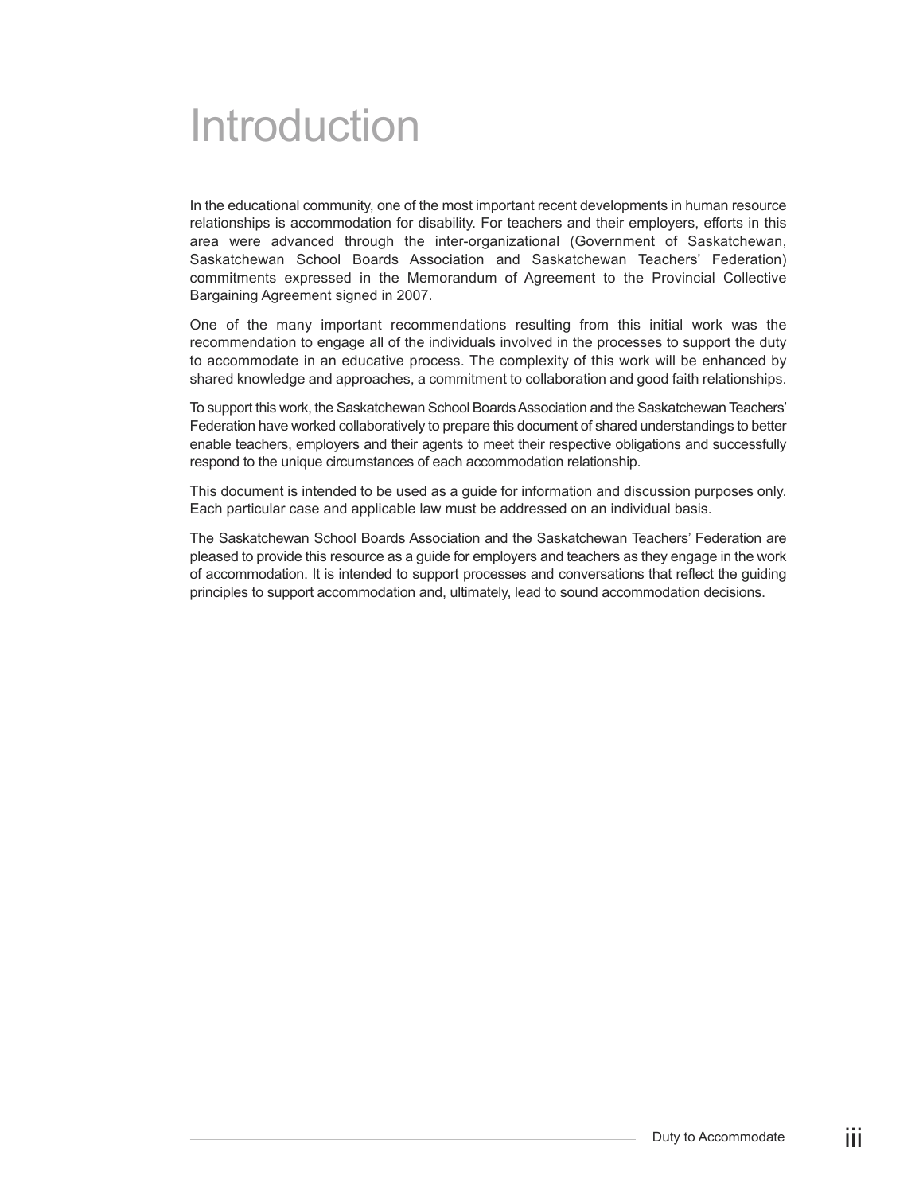# Introduction

In the educational community, one of the most important recent developments in human resource relationships is accommodation for disability. For teachers and their employers, efforts in this area were advanced through the inter-organizational (Government of Saskatchewan, Saskatchewan School Boards Association and Saskatchewan Teachers' Federation) commitments expressed in the Memorandum of Agreement to the Provincial Collective Bargaining Agreement signed in 2007.

One of the many important recommendations resulting from this initial work was the recommendation to engage all of the individuals involved in the processes to support the duty to accommodate in an educative process. The complexity of this work will be enhanced by shared knowledge and approaches, a commitment to collaboration and good faith relationships.

To support this work, the Saskatchewan School Boards Association and the Saskatchewan Teachers' Federation have worked collaboratively to prepare this document of shared understandings to better enable teachers, employers and their agents to meet their respective obligations and successfully respond to the unique circumstances of each accommodation relationship.

This document is intended to be used as a guide for information and discussion purposes only. Each particular case and applicable law must be addressed on an individual basis.

The Saskatchewan School Boards Association and the Saskatchewan Teachers' Federation are pleased to provide this resource as a guide for employers and teachers as they engage in the work of accommodation. It is intended to support processes and conversations that reflect the guiding principles to support accommodation and, ultimately, lead to sound accommodation decisions.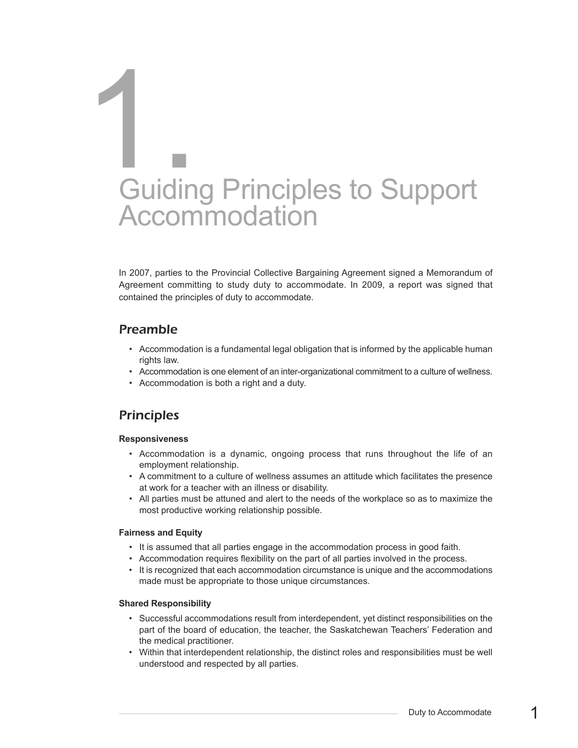# 1. Guiding Principles to Support Accommodation

In 2007, parties to the Provincial Collective Bargaining Agreement signed a Memorandum of Agreement committing to study duty to accommodate. In 2009, a report was signed that contained the principles of duty to accommodate.

## Preamble

- Accommodation is a fundamental legal obligation that is informed by the applicable human rights law.
- Accommodation is one element of an inter-organizational commitment to a culture of wellness.
- Accommodation is both a right and a duty.

## Principles

**Responsiveness**

- Accommodation is a dynamic, ongoing process that runs throughout the life of an employment relationship.
- A commitment to a culture of wellness assumes an attitude which facilitates the presence at work for a teacher with an illness or disability.
- All parties must be attuned and alert to the needs of the workplace so as to maximize the most productive working relationship possible.

**Fairness and Equity**

- It is assumed that all parties engage in the accommodation process in good faith.
- Accommodation requires flexibility on the part of all parties involved in the process.
- It is recognized that each accommodation circumstance is unique and the accommodations made must be appropriate to those unique circumstances.

**Shared Responsibility**

- Successful accommodations result from interdependent, yet distinct responsibilities on the part of the board of education, the teacher, the Saskatchewan Teachers' Federation and the medical practitioner.
- Within that interdependent relationship, the distinct roles and responsibilities must be well understood and respected by all parties.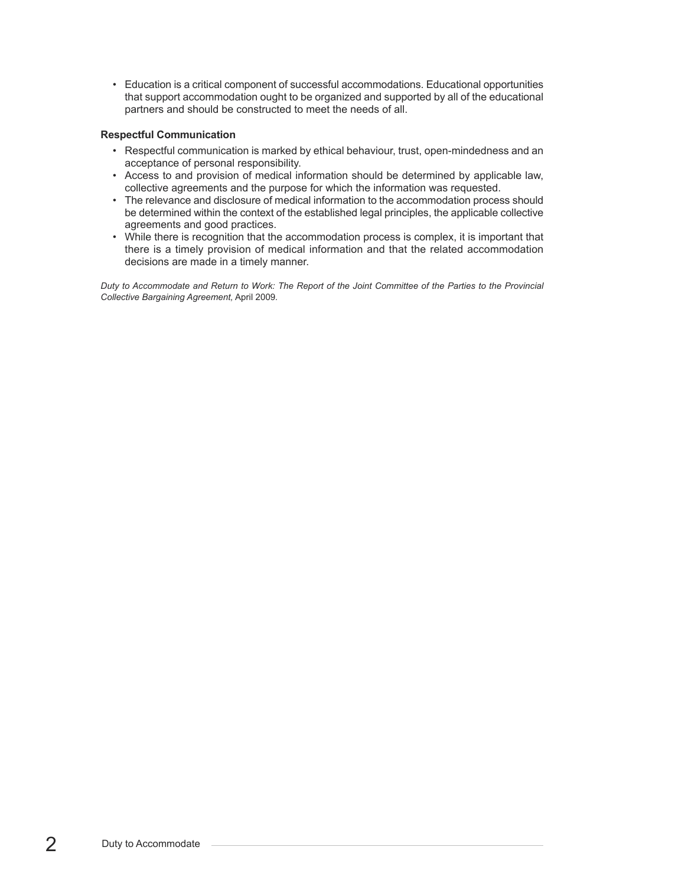- Education is a critical component of successful accommodations. Educational opportunities that support accommodation ought to be organized and supported by all of the educational partners and should be constructed to meet the needs of all.

**Respectful Communication**

- Respectful communication is marked by ethical behaviour, trust, open-mindedness and an acceptance of personal responsibility.
- Access to and provision of medical information should be determined by applicable law, collective agreements and the purpose for which the information was requested.
- The relevance and disclosure of medical information to the accommodation process should be determined within the context of the established legal principles, the applicable collective agreements and good practices.
- While there is recognition that the accommodation process is complex, it is important that there is a timely provision of medical information and that the related accommodation decisions are made in a timely manner.

*Duty to Accommodate and Return to Work: The Report of the Joint Committee of the Parties to the Provincial Collective Bargaining Agreement,* April 2009.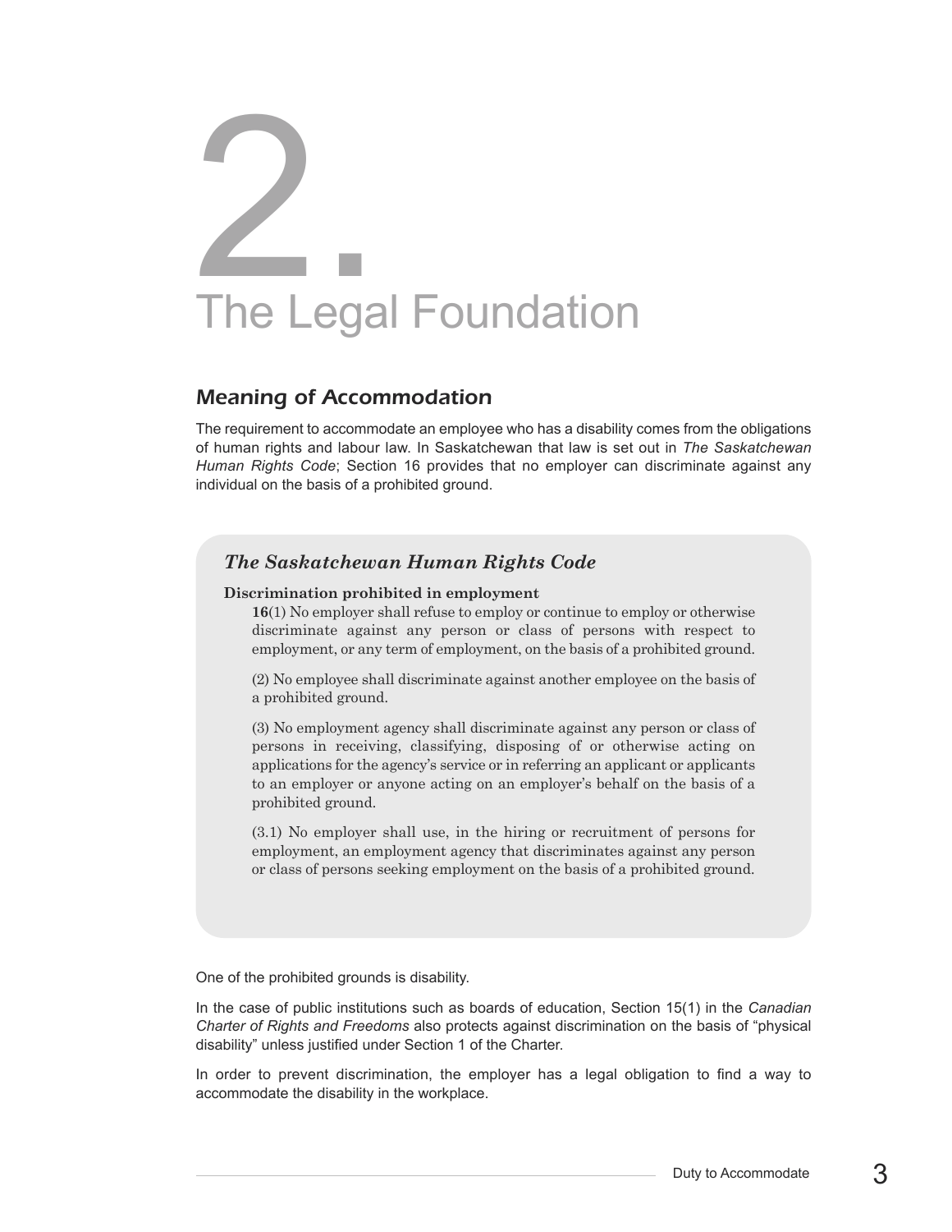# 2. The Legal Foundation

## *Meaning of Accommodation*

The requirement to accommodate an employee who has a disability comes from the obligations of human rights and labour law. In Saskatchewan that law is set out in *The Saskatchewan Human Rights Code*; Section 16 provides that no employer can discriminate against any individual on the basis of a prohibited ground.

> ### *The Saskatchewan Human Rights Code*
>
> **Discrimination prohibited in employment**
>
> **16**(1) No employer shall refuse to employ or continue to employ or otherwise discriminate against any person or class of persons with respect to employment, or any term of employment, on the basis of a prohibited ground.
>
> (2) No employee shall discriminate against another employee on the basis of a prohibited ground.
>
> (3) No employment agency shall discriminate against any person or class of persons in receiving, classifying, disposing of or otherwise acting on applications for the agency's service or in referring an applicant or applicants to an employer or anyone acting on an employer's behalf on the basis of a prohibited ground.
>
> (3.1) No employer shall use, in the hiring or recruitment of persons for employment, an employment agency that discriminates against any person or class of persons seeking employment on the basis of a prohibited ground.

One of the prohibited grounds is disability.

In the case of public institutions such as boards of education, Section 15(1) in the *Canadian Charter of Rights and Freedoms* also protects against discrimination on the basis of "physical disability" unless justified under Section 1 of the Charter.

In order to prevent discrimination, the employer has a legal obligation to find a way to accommodate the disability in the workplace.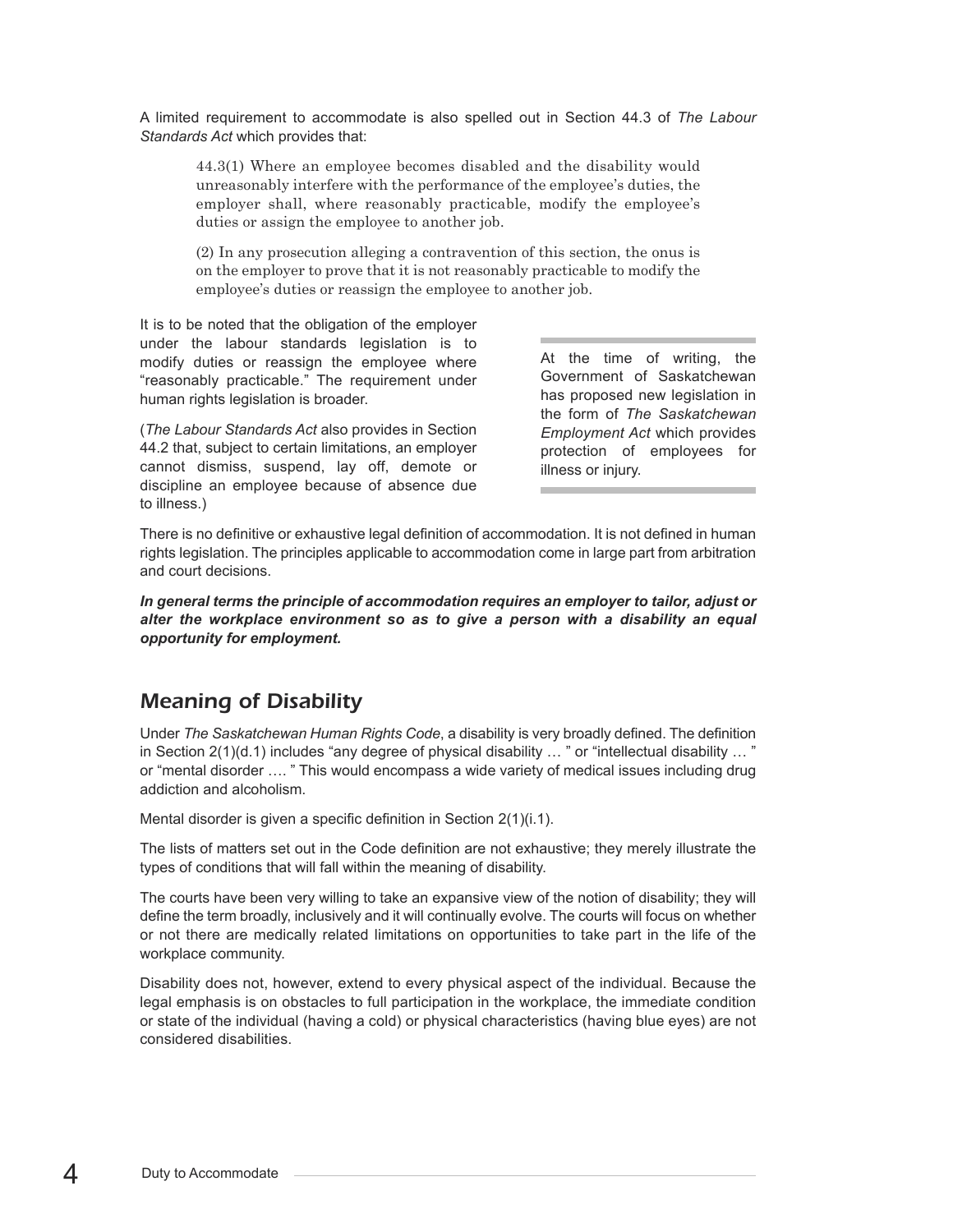A limited requirement to accommodate is also spelled out in Section 44.3 of *The Labour Standards Act* which provides that:

> 44.3(1) Where an employee becomes disabled and the disability would unreasonably interfere with the performance of the employee's duties, the employer shall, where reasonably practicable, modify the employee's duties or assign the employee to another job.
>
> (2) In any prosecution alleging a contravention of this section, the onus is on the employer to prove that it is not reasonably practicable to modify the employee's duties or reassign the employee to another job.

It is to be noted that the obligation of the employer under the labour standards legislation is to modify duties or reassign the employee where "reasonably practicable." The requirement under human rights legislation is broader.

(*The Labour Standards Act* also provides in Section 44.2 that, subject to certain limitations, an employer cannot dismiss, suspend, lay off, demote or discipline an employee because of absence due to illness.)

At the time of writing, the Government of Saskatchewan has proposed new legislation in the form of *The Saskatchewan Employment Act* which provides protection of employees for illness or injury.

There is no definitive or exhaustive legal definition of accommodation. It is not defined in human rights legislation. The principles applicable to accommodation come in large part from arbitration and court decisions.

***In general terms the principle of accommodation requires an employer to tailor, adjust or alter the workplace environment so as to give a person with a disability an equal opportunity for employment.***

## Meaning of Disability

Under *The Saskatchewan Human Rights Code*, a disability is very broadly defined. The definition in Section 2(1)(d.1) includes "any degree of physical disability … " or "intellectual disability … " or "mental disorder …. " This would encompass a wide variety of medical issues including drug addiction and alcoholism.

Mental disorder is given a specific definition in Section 2(1)(i.1).

The lists of matters set out in the Code definition are not exhaustive; they merely illustrate the types of conditions that will fall within the meaning of disability.

The courts have been very willing to take an expansive view of the notion of disability; they will define the term broadly, inclusively and it will continually evolve. The courts will focus on whether or not there are medically related limitations on opportunities to take part in the life of the workplace community.

Disability does not, however, extend to every physical aspect of the individual. Because the legal emphasis is on obstacles to full participation in the workplace, the immediate condition or state of the individual (having a cold) or physical characteristics (having blue eyes) are not considered disabilities.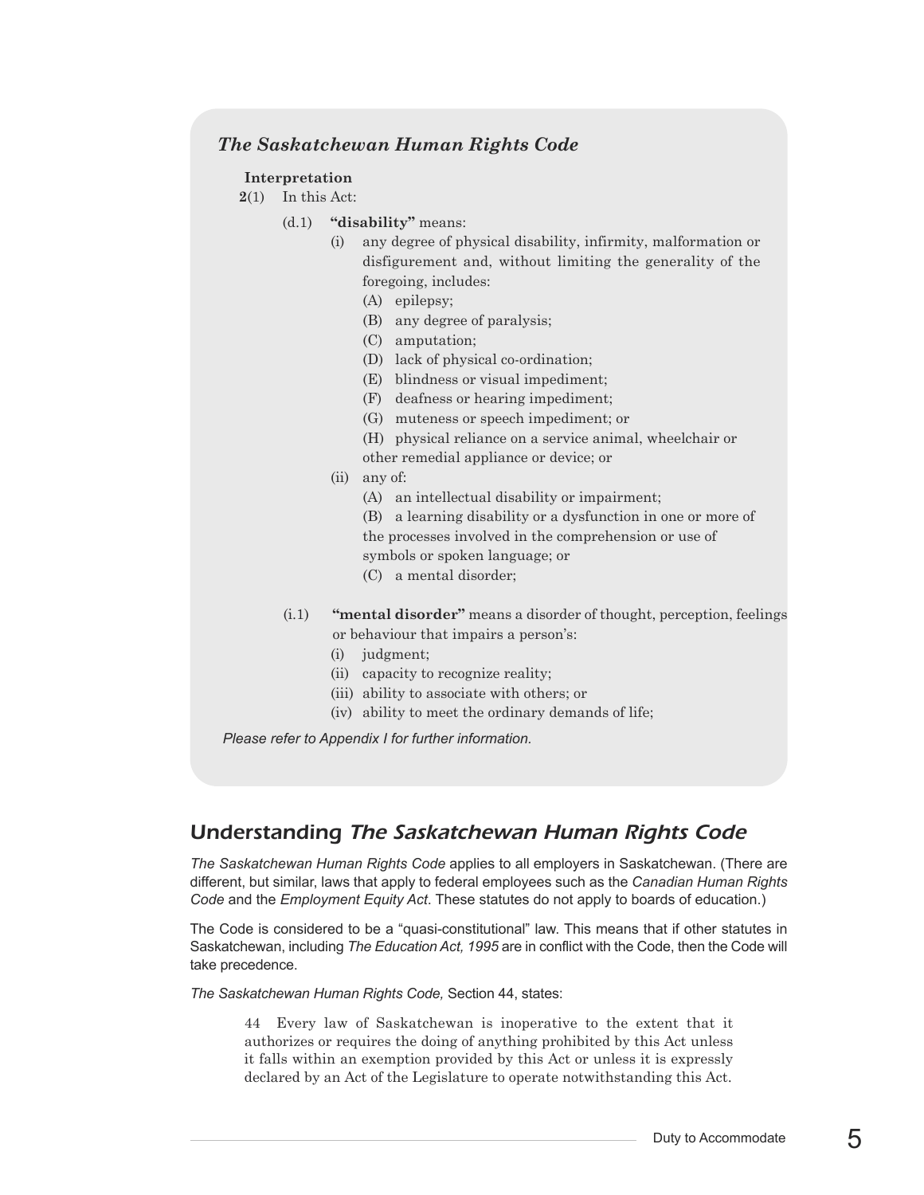### *The Saskatchewan Human Rights Code*

**Interpretation**

**2**(1) In this Act:

(d.1) **"disability"** means:

(i) any degree of physical disability, infirmity, malformation or disfigurement and, without limiting the generality of the foregoing, includes:

(A) epilepsy;

(B) any degree of paralysis;

(C) amputation;

(D) lack of physical co-ordination;

(E) blindness or visual impediment;

(F) deafness or hearing impediment;

(G) muteness or speech impediment; or

(H) physical reliance on a service animal, wheelchair or other remedial appliance or device; or

(ii) any of:

(A) an intellectual disability or impairment;

(B) a learning disability or a dysfunction in one or more of the processes involved in the comprehension or use of symbols or spoken language; or

(C) a mental disorder;

(i.1) **"mental disorder"** means a disorder of thought, perception, feelings or behaviour that impairs a person's:

(i) judgment;

(ii) capacity to recognize reality;

(iii) ability to associate with others; or

(iv) ability to meet the ordinary demands of life;

*Please refer to Appendix I for further information.*

## Understanding *The Saskatchewan Human Rights Code*

*The Saskatchewan Human Rights Code* applies to all employers in Saskatchewan. (There are different, but similar, laws that apply to federal employees such as the *Canadian Human Rights Code* and the *Employment Equity Act*. These statutes do not apply to boards of education.)

The Code is considered to be a "quasi-constitutional" law. This means that if other statutes in Saskatchewan, including *The Education Act, 1995* are in conflict with the Code, then the Code will take precedence.

*The Saskatchewan Human Rights Code,* Section 44, states:

> 44 Every law of Saskatchewan is inoperative to the extent that it authorizes or requires the doing of anything prohibited by this Act unless it falls within an exemption provided by this Act or unless it is expressly declared by an Act of the Legislature to operate notwithstanding this Act.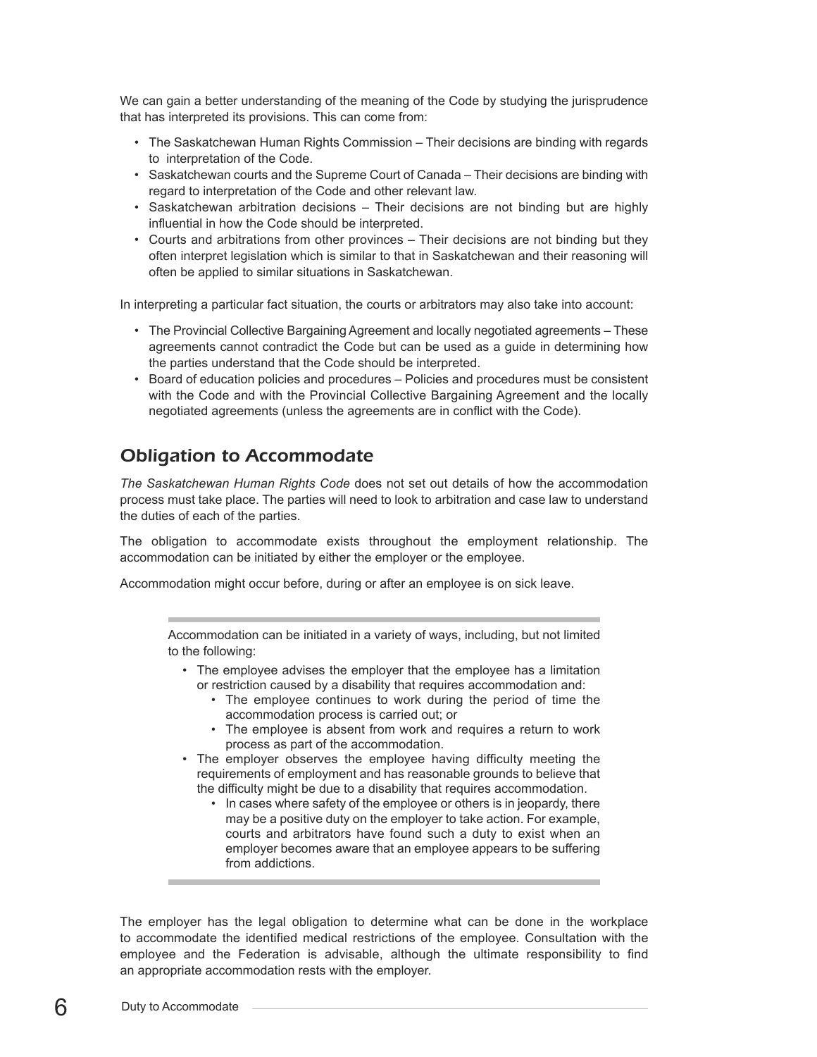We can gain a better understanding of the meaning of the Code by studying the jurisprudence that has interpreted its provisions. This can come from:

- The Saskatchewan Human Rights Commission – Their decisions are binding with regards to interpretation of the Code.
- Saskatchewan courts and the Supreme Court of Canada – Their decisions are binding with regard to interpretation of the Code and other relevant law.
- Saskatchewan arbitration decisions – Their decisions are not binding but are highly influential in how the Code should be interpreted.
- Courts and arbitrations from other provinces – Their decisions are not binding but they often interpret legislation which is similar to that in Saskatchewan and their reasoning will often be applied to similar situations in Saskatchewan.

In interpreting a particular fact situation, the courts or arbitrators may also take into account:

- The Provincial Collective Bargaining Agreement and locally negotiated agreements – These agreements cannot contradict the Code but can be used as a guide in determining how the parties understand that the Code should be interpreted.
- Board of education policies and procedures – Policies and procedures must be consistent with the Code and with the Provincial Collective Bargaining Agreement and the locally negotiated agreements (unless the agreements are in conflict with the Code).

## Obligation to Accommodate

*The Saskatchewan Human Rights Code* does not set out details of how the accommodation process must take place. The parties will need to look to arbitration and case law to understand the duties of each of the parties.

The obligation to accommodate exists throughout the employment relationship. The accommodation can be initiated by either the employer or the employee.

Accommodation might occur before, during or after an employee is on sick leave.

---

Accommodation can be initiated in a variety of ways, including, but not limited to the following:

- The employee advises the employer that the employee has a limitation or restriction caused by a disability that requires accommodation and:
  - The employee continues to work during the period of time the accommodation process is carried out; or
  - The employee is absent from work and requires a return to work process as part of the accommodation.
- The employer observes the employee having difficulty meeting the requirements of employment and has reasonable grounds to believe that the difficulty might be due to a disability that requires accommodation.
  - In cases where safety of the employee or others is in jeopardy, there may be a positive duty on the employer to take action. For example, courts and arbitrators have found such a duty to exist when an employer becomes aware that an employee appears to be suffering from addictions.

---

The employer has the legal obligation to determine what can be done in the workplace to accommodate the identified medical restrictions of the employee. Consultation with the employee and the Federation is advisable, although the ultimate responsibility to find an appropriate accommodation rests with the employer.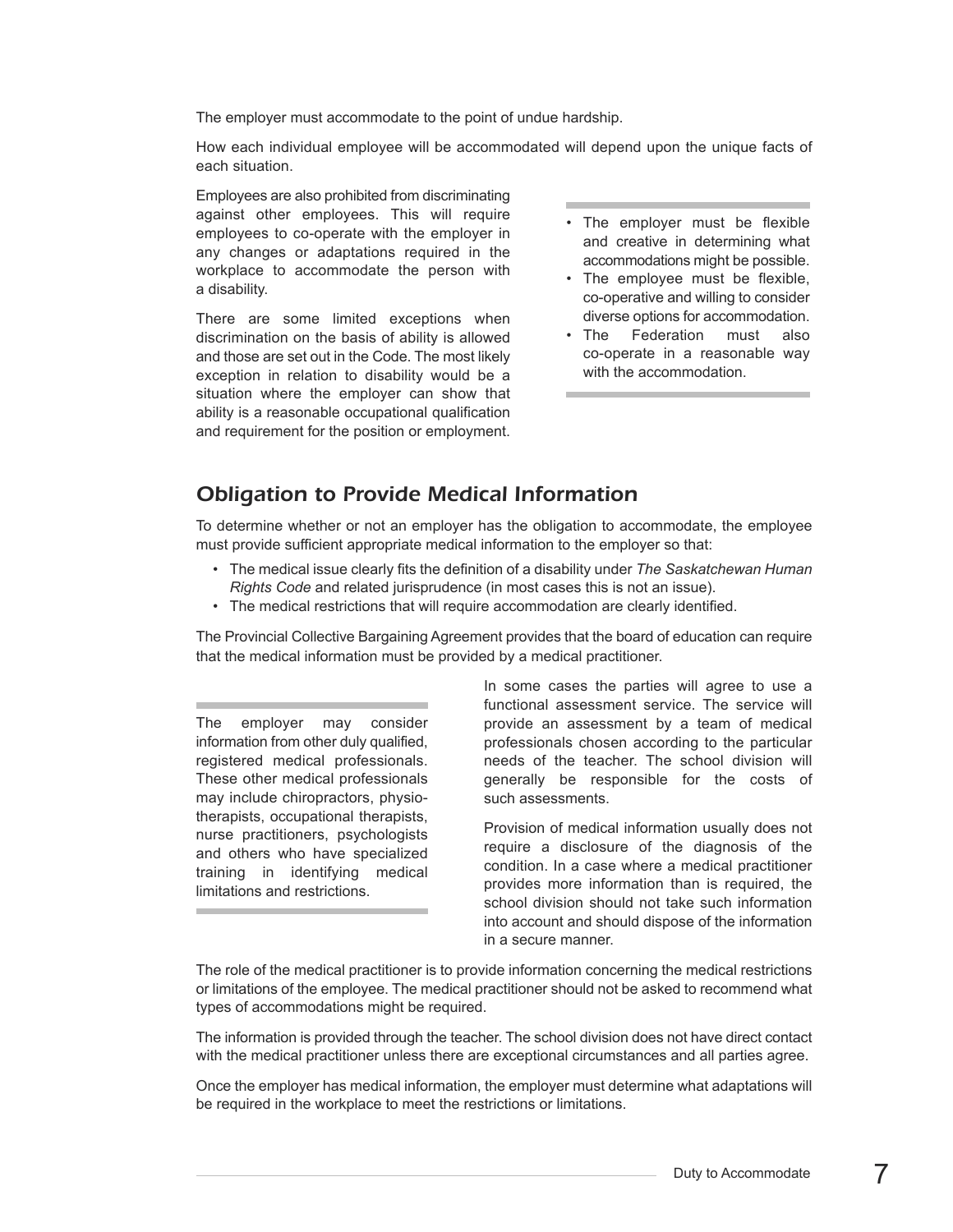The employer must accommodate to the point of undue hardship.

How each individual employee will be accommodated will depend upon the unique facts of each situation.

Employees are also prohibited from discriminating against other employees. This will require employees to co-operate with the employer in any changes or adaptations required in the workplace to accommodate the person with a disability.

There are some limited exceptions when discrimination on the basis of ability is allowed and those are set out in the Code. The most likely exception in relation to disability would be a situation where the employer can show that ability is a reasonable occupational qualification and requirement for the position or employment.

- The employer must be flexible and creative in determining what accommodations might be possible.
- The employee must be flexible, co-operative and willing to consider diverse options for accommodation.
- The Federation must also co-operate in a reasonable way with the accommodation.

## *Obligation to Provide Medical Information*

To determine whether or not an employer has the obligation to accommodate, the employee must provide sufficient appropriate medical information to the employer so that:

- The medical issue clearly fits the definition of a disability under *The Saskatchewan Human Rights Code* and related jurisprudence (in most cases this is not an issue).
- The medical restrictions that will require accommodation are clearly identified.

The Provincial Collective Bargaining Agreement provides that the board of education can require that the medical information must be provided by a medical practitioner.

The employer may consider information from other duly qualified, registered medical professionals. These other medical professionals may include chiropractors, physiotherapists, occupational therapists, nurse practitioners, psychologists and others who have specialized training in identifying medical limitations and restrictions.

In some cases the parties will agree to use a functional assessment service. The service will provide an assessment by a team of medical professionals chosen according to the particular needs of the teacher. The school division will generally be responsible for the costs of such assessments.

Provision of medical information usually does not require a disclosure of the diagnosis of the condition. In a case where a medical practitioner provides more information than is required, the school division should not take such information into account and should dispose of the information in a secure manner.

The role of the medical practitioner is to provide information concerning the medical restrictions or limitations of the employee. The medical practitioner should not be asked to recommend what types of accommodations might be required.

The information is provided through the teacher. The school division does not have direct contact with the medical practitioner unless there are exceptional circumstances and all parties agree.

Once the employer has medical information, the employer must determine what adaptations will be required in the workplace to meet the restrictions or limitations.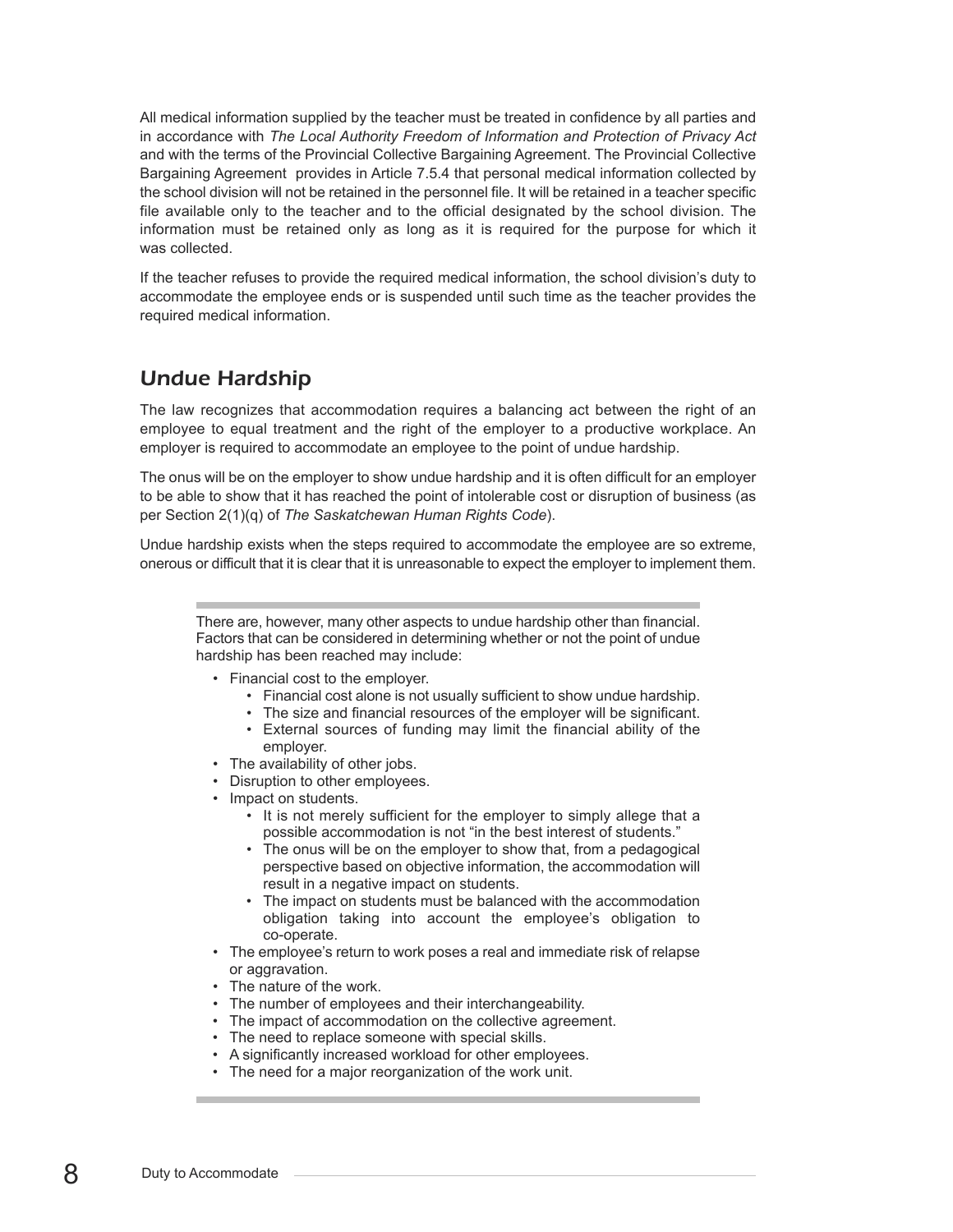All medical information supplied by the teacher must be treated in confidence by all parties and in accordance with *The Local Authority Freedom of Information and Protection of Privacy Act* and with the terms of the Provincial Collective Bargaining Agreement. The Provincial Collective Bargaining Agreement provides in Article 7.5.4 that personal medical information collected by the school division will not be retained in the personnel file. It will be retained in a teacher specific file available only to the teacher and to the official designated by the school division. The information must be retained only as long as it is required for the purpose for which it was collected.

If the teacher refuses to provide the required medical information, the school division's duty to accommodate the employee ends or is suspended until such time as the teacher provides the required medical information.

## Undue Hardship

The law recognizes that accommodation requires a balancing act between the right of an employee to equal treatment and the right of the employer to a productive workplace. An employer is required to accommodate an employee to the point of undue hardship.

The onus will be on the employer to show undue hardship and it is often difficult for an employer to be able to show that it has reached the point of intolerable cost or disruption of business (as per Section 2(1)(q) of *The Saskatchewan Human Rights Code*).

Undue hardship exists when the steps required to accommodate the employee are so extreme, onerous or difficult that it is clear that it is unreasonable to expect the employer to implement them.

There are, however, many other aspects to undue hardship other than financial. Factors that can be considered in determining whether or not the point of undue hardship has been reached may include:

- Financial cost to the employer.
  - Financial cost alone is not usually sufficient to show undue hardship.
  - The size and financial resources of the employer will be significant.
  - External sources of funding may limit the financial ability of the employer.
- The availability of other jobs.
- Disruption to other employees.
- Impact on students.
  - It is not merely sufficient for the employer to simply allege that a possible accommodation is not "in the best interest of students."
  - The onus will be on the employer to show that, from a pedagogical perspective based on objective information, the accommodation will result in a negative impact on students.
  - The impact on students must be balanced with the accommodation obligation taking into account the employee's obligation to co-operate.
- The employee's return to work poses a real and immediate risk of relapse or aggravation.
- The nature of the work.
- The number of employees and their interchangeability.
- The impact of accommodation on the collective agreement.
- The need to replace someone with special skills.
- A significantly increased workload for other employees.
- The need for a major reorganization of the work unit.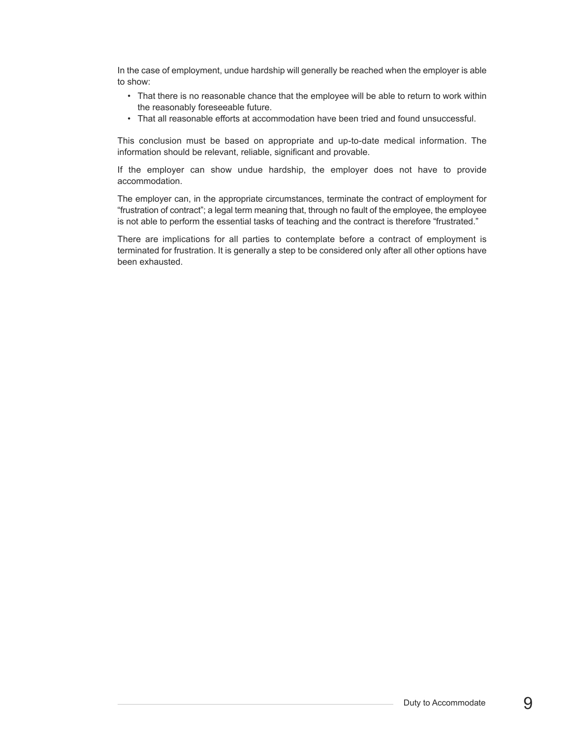In the case of employment, undue hardship will generally be reached when the employer is able to show:

- That there is no reasonable chance that the employee will be able to return to work within the reasonably foreseeable future.
- That all reasonable efforts at accommodation have been tried and found unsuccessful.

This conclusion must be based on appropriate and up-to-date medical information. The information should be relevant, reliable, significant and provable.

If the employer can show undue hardship, the employer does not have to provide accommodation.

The employer can, in the appropriate circumstances, terminate the contract of employment for "frustration of contract"; a legal term meaning that, through no fault of the employee, the employee is not able to perform the essential tasks of teaching and the contract is therefore "frustrated."

There are implications for all parties to contemplate before a contract of employment is terminated for frustration. It is generally a step to be considered only after all other options have been exhausted.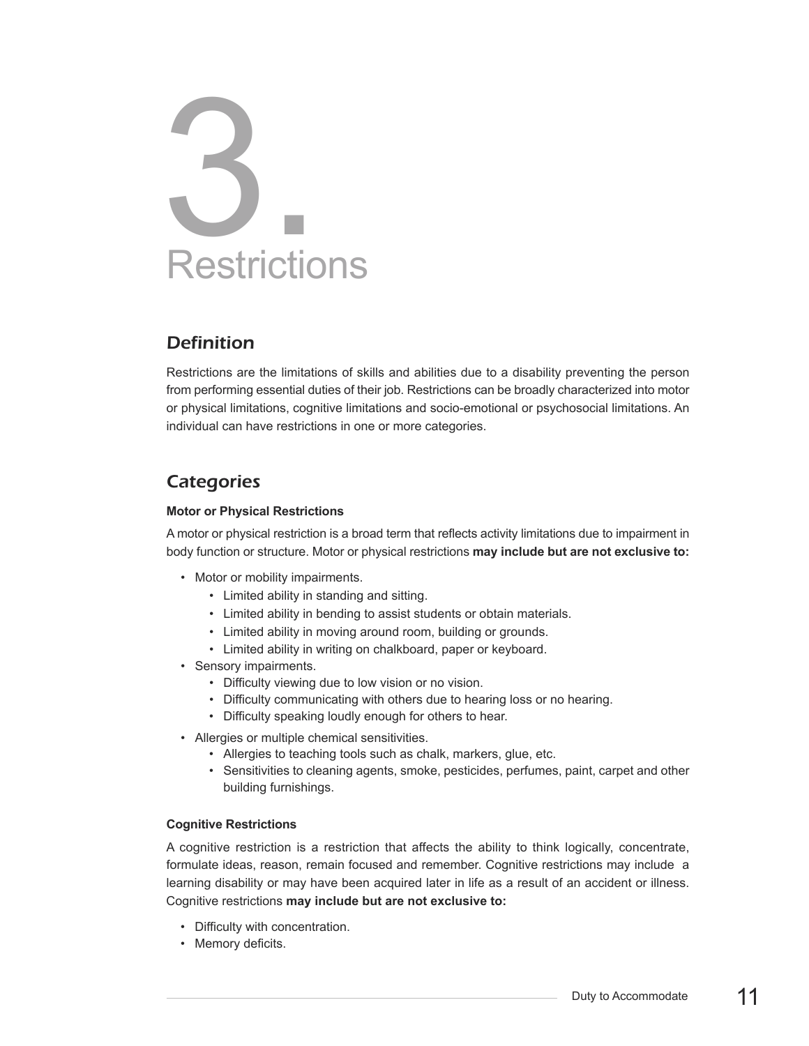# 3. Restrictions

## Definition

Restrictions are the limitations of skills and abilities due to a disability preventing the person from performing essential duties of their job. Restrictions can be broadly characterized into motor or physical limitations, cognitive limitations and socio-emotional or psychosocial limitations. An individual can have restrictions in one or more categories.

## Categories

### Motor or Physical Restrictions

A motor or physical restriction is a broad term that reflects activity limitations due to impairment in body function or structure. Motor or physical restrictions **may include but are not exclusive to:**

- Motor or mobility impairments.
  - Limited ability in standing and sitting.
  - Limited ability in bending to assist students or obtain materials.
  - Limited ability in moving around room, building or grounds.
  - Limited ability in writing on chalkboard, paper or keyboard.
- Sensory impairments.
  - Difficulty viewing due to low vision or no vision.
  - Difficulty communicating with others due to hearing loss or no hearing.
  - Difficulty speaking loudly enough for others to hear.
- Allergies or multiple chemical sensitivities.
  - Allergies to teaching tools such as chalk, markers, glue, etc.
  - Sensitivities to cleaning agents, smoke, pesticides, perfumes, paint, carpet and other building furnishings.

### Cognitive Restrictions

A cognitive restriction is a restriction that affects the ability to think logically, concentrate, formulate ideas, reason, remain focused and remember. Cognitive restrictions may include a learning disability or may have been acquired later in life as a result of an accident or illness. Cognitive restrictions **may include but are not exclusive to:**

- Difficulty with concentration.
- Memory deficits.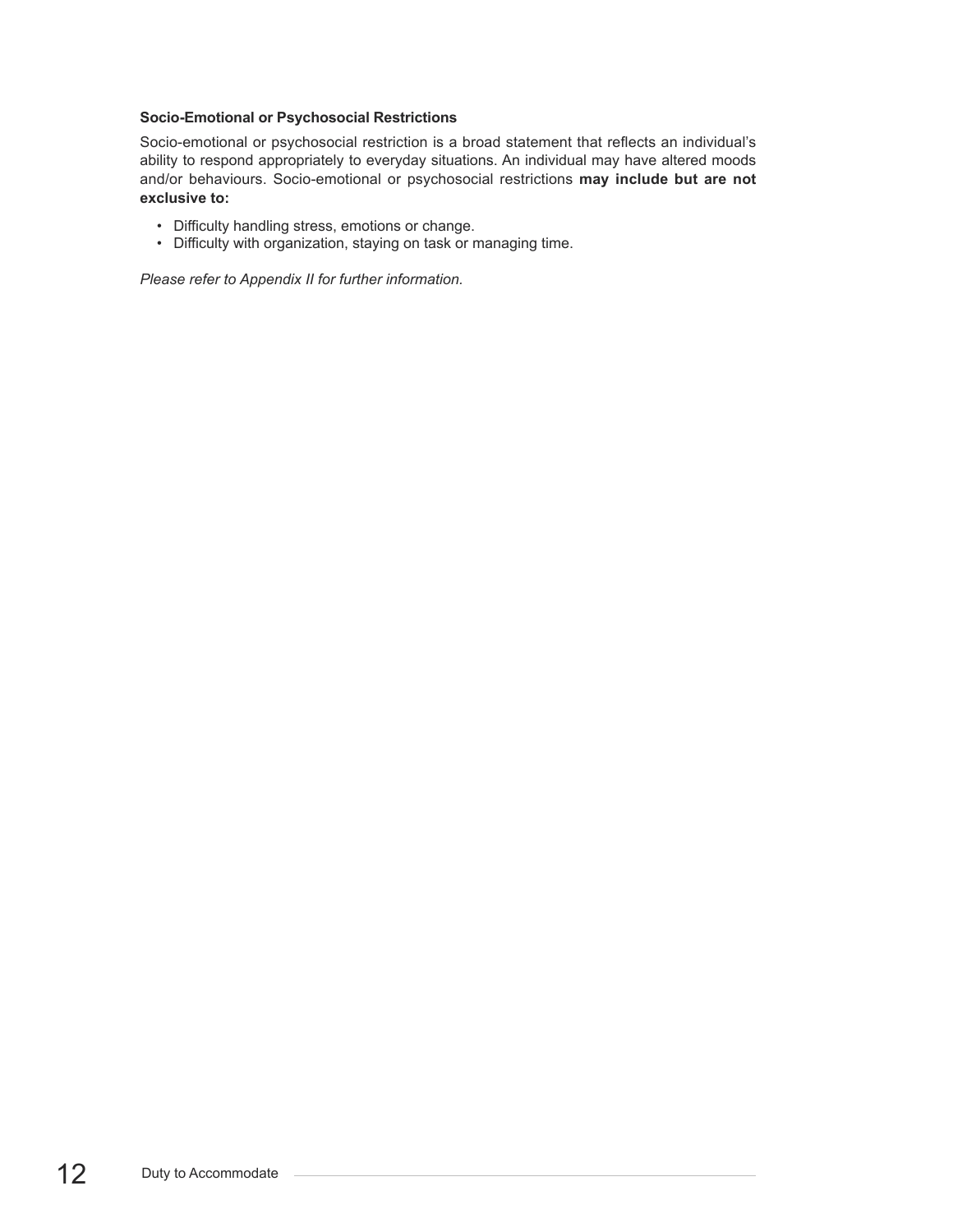**Socio-Emotional or Psychosocial Restrictions**

Socio-emotional or psychosocial restriction is a broad statement that reflects an individual's ability to respond appropriately to everyday situations. An individual may have altered moods and/or behaviours. Socio-emotional or psychosocial restrictions **may include but are not exclusive to:**

- Difficulty handling stress, emotions or change.
- Difficulty with organization, staying on task or managing time.

*Please refer to Appendix II for further information.*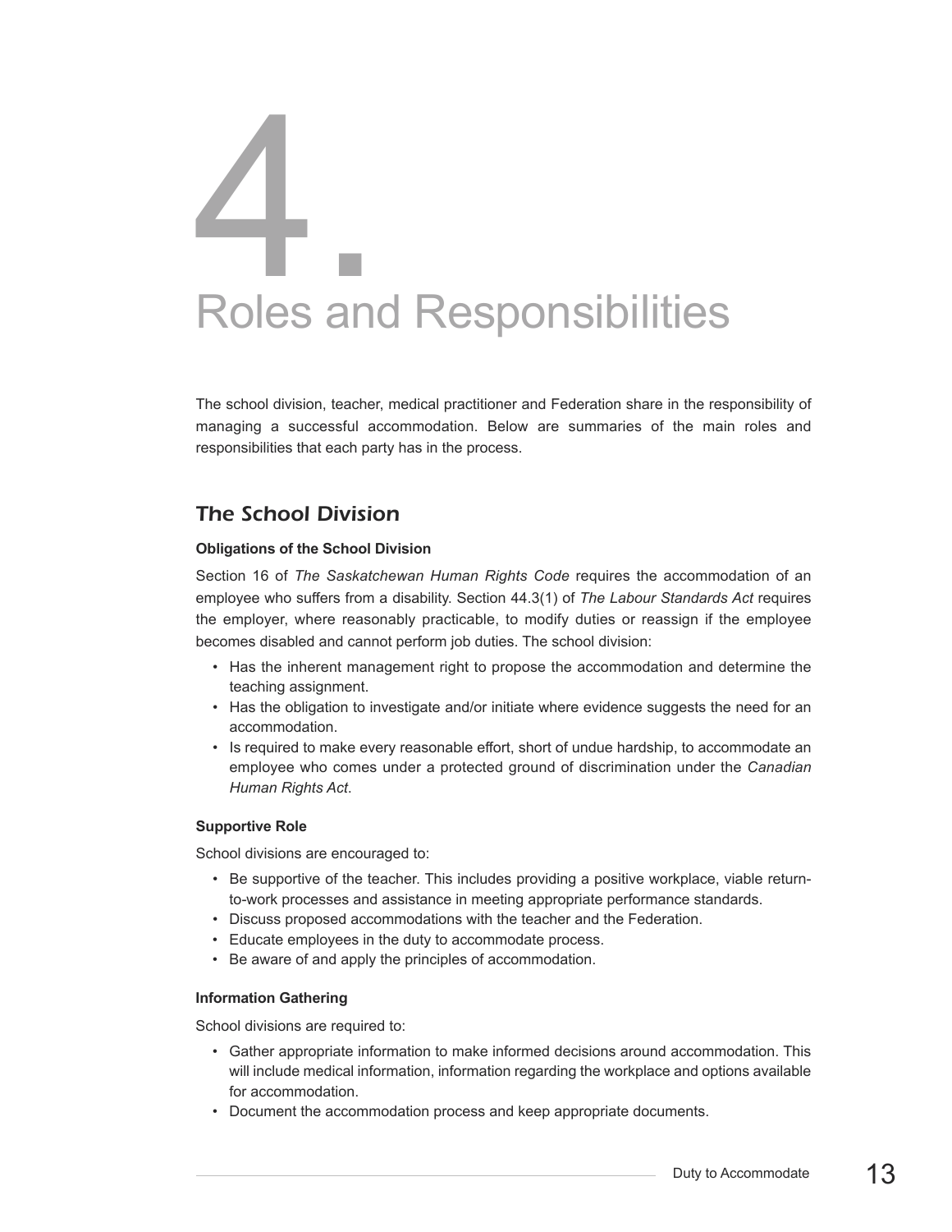# 4. Roles and Responsibilities

The school division, teacher, medical practitioner and Federation share in the responsibility of managing a successful accommodation. Below are summaries of the main roles and responsibilities that each party has in the process.

## *The School Division*

**Obligations of the School Division**

Section 16 of *The Saskatchewan Human Rights Code* requires the accommodation of an employee who suffers from a disability. Section 44.3(1) of *The Labour Standards Act* requires the employer, where reasonably practicable, to modify duties or reassign if the employee becomes disabled and cannot perform job duties. The school division:

- Has the inherent management right to propose the accommodation and determine the teaching assignment.
- Has the obligation to investigate and/or initiate where evidence suggests the need for an accommodation.
- Is required to make every reasonable effort, short of undue hardship, to accommodate an employee who comes under a protected ground of discrimination under the *Canadian Human Rights Act*.

**Supportive Role**

School divisions are encouraged to:

- Be supportive of the teacher. This includes providing a positive workplace, viable return-to-work processes and assistance in meeting appropriate performance standards.
- Discuss proposed accommodations with the teacher and the Federation.
- Educate employees in the duty to accommodate process.
- Be aware of and apply the principles of accommodation.

**Information Gathering**

School divisions are required to:

- Gather appropriate information to make informed decisions around accommodation. This will include medical information, information regarding the workplace and options available for accommodation.
- Document the accommodation process and keep appropriate documents.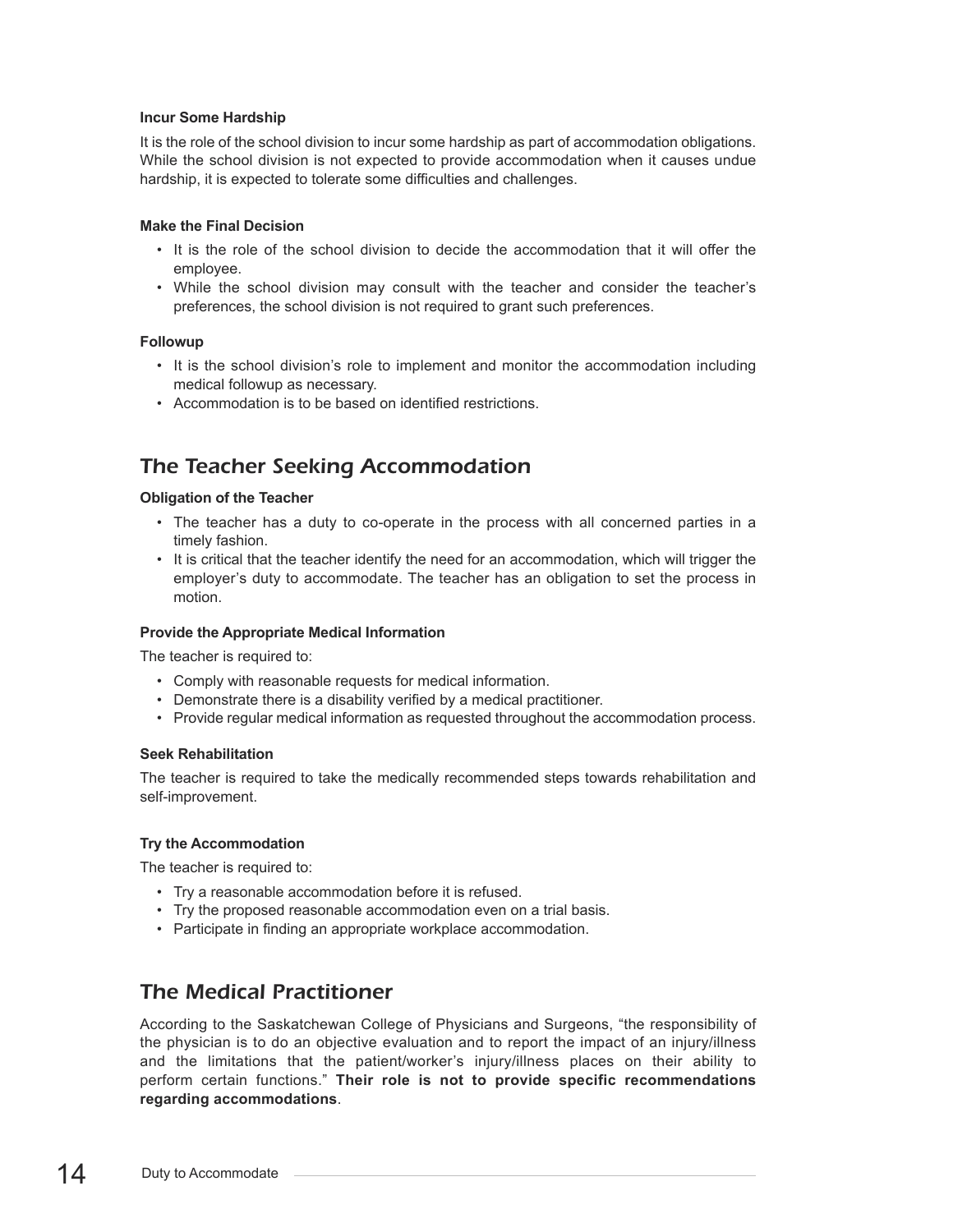**Incur Some Hardship**

It is the role of the school division to incur some hardship as part of accommodation obligations. While the school division is not expected to provide accommodation when it causes undue hardship, it is expected to tolerate some difficulties and challenges.

**Make the Final Decision**

- It is the role of the school division to decide the accommodation that it will offer the employee.
- While the school division may consult with the teacher and consider the teacher's preferences, the school division is not required to grant such preferences.

**Followup**

- It is the school division's role to implement and monitor the accommodation including medical followup as necessary.
- Accommodation is to be based on identified restrictions.

## *The Teacher Seeking Accommodation*

**Obligation of the Teacher**

- The teacher has a duty to co-operate in the process with all concerned parties in a timely fashion.
- It is critical that the teacher identify the need for an accommodation, which will trigger the employer's duty to accommodate. The teacher has an obligation to set the process in motion.

**Provide the Appropriate Medical Information**

The teacher is required to:

- Comply with reasonable requests for medical information.
- Demonstrate there is a disability verified by a medical practitioner.
- Provide regular medical information as requested throughout the accommodation process.

**Seek Rehabilitation**

The teacher is required to take the medically recommended steps towards rehabilitation and self-improvement.

**Try the Accommodation**

The teacher is required to:

- Try a reasonable accommodation before it is refused.
- Try the proposed reasonable accommodation even on a trial basis.
- Participate in finding an appropriate workplace accommodation.

## *The Medical Practitioner*

According to the Saskatchewan College of Physicians and Surgeons, "the responsibility of the physician is to do an objective evaluation and to report the impact of an injury/illness and the limitations that the patient/worker's injury/illness places on their ability to perform certain functions." **Their role is not to provide specific recommendations regarding accommodations**.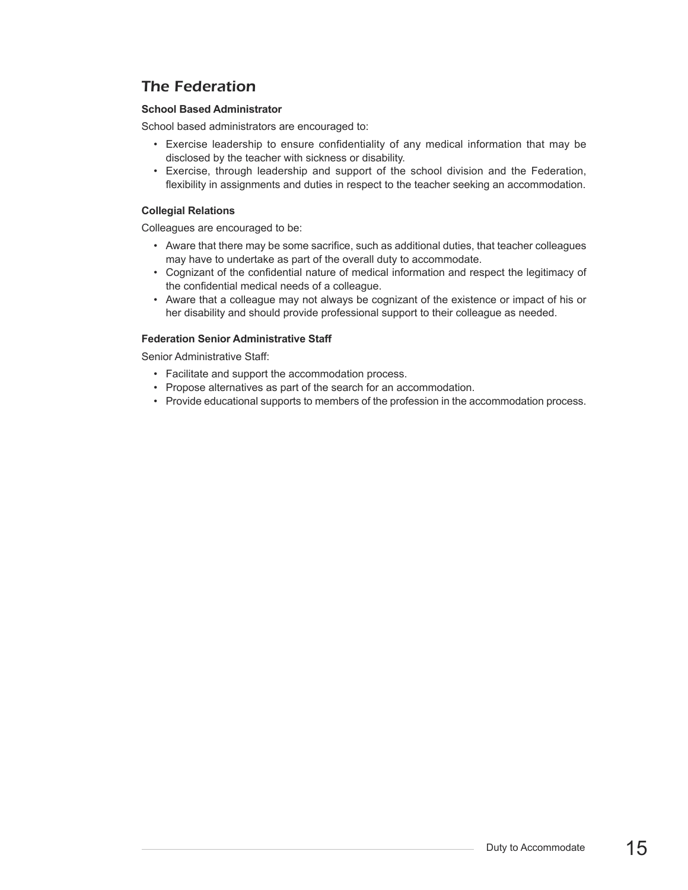## The Federation

### School Based Administrator

School based administrators are encouraged to:

- Exercise leadership to ensure confidentiality of any medical information that may be disclosed by the teacher with sickness or disability.
- Exercise, through leadership and support of the school division and the Federation, flexibility in assignments and duties in respect to the teacher seeking an accommodation.

### Collegial Relations

Colleagues are encouraged to be:

- Aware that there may be some sacrifice, such as additional duties, that teacher colleagues may have to undertake as part of the overall duty to accommodate.
- Cognizant of the confidential nature of medical information and respect the legitimacy of the confidential medical needs of a colleague.
- Aware that a colleague may not always be cognizant of the existence or impact of his or her disability and should provide professional support to their colleague as needed.

### Federation Senior Administrative Staff

Senior Administrative Staff:

- Facilitate and support the accommodation process.
- Propose alternatives as part of the search for an accommodation.
- Provide educational supports to members of the profession in the accommodation process.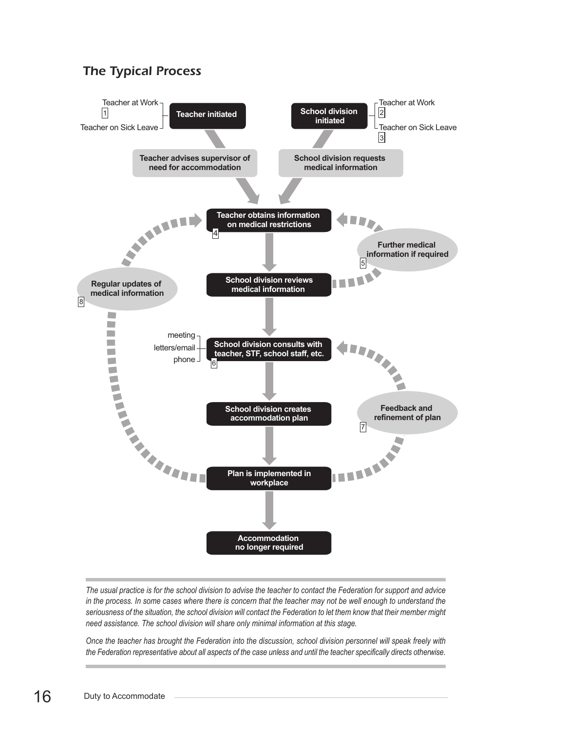## The Typical Process

Teacher at Work
1
Teacher on Sick Leave

**Teacher initiated**

**School division initiated**

Teacher at Work
2
Teacher on Sick Leave
3

**Teacher advises supervisor of need for accommodation**

**School division requests medical information**

**Teacher obtains information on medical restrictions**
4

**Further medical information if required**
5

**School division reviews medical information**

**Regular updates of medical information**
8

meeting
letters/email
phone

**School division consults with teacher, STF, school staff, etc.**
6

**School division creates accommodation plan**

**Feedback and refinement of plan**
7

**Plan is implemented in workplace**

**Accommodation no longer required**

*The usual practice is for the school division to advise the teacher to contact the Federation for support and advice in the process. In some cases where there is concern that the teacher may not be well enough to understand the seriousness of the situation, the school division will contact the Federation to let them know that their member might need assistance. The school division will share only minimal information at this stage.*

*Once the teacher has brought the Federation into the discussion, school division personnel will speak freely with the Federation representative about all aspects of the case unless and until the teacher specifically directs otherwise.*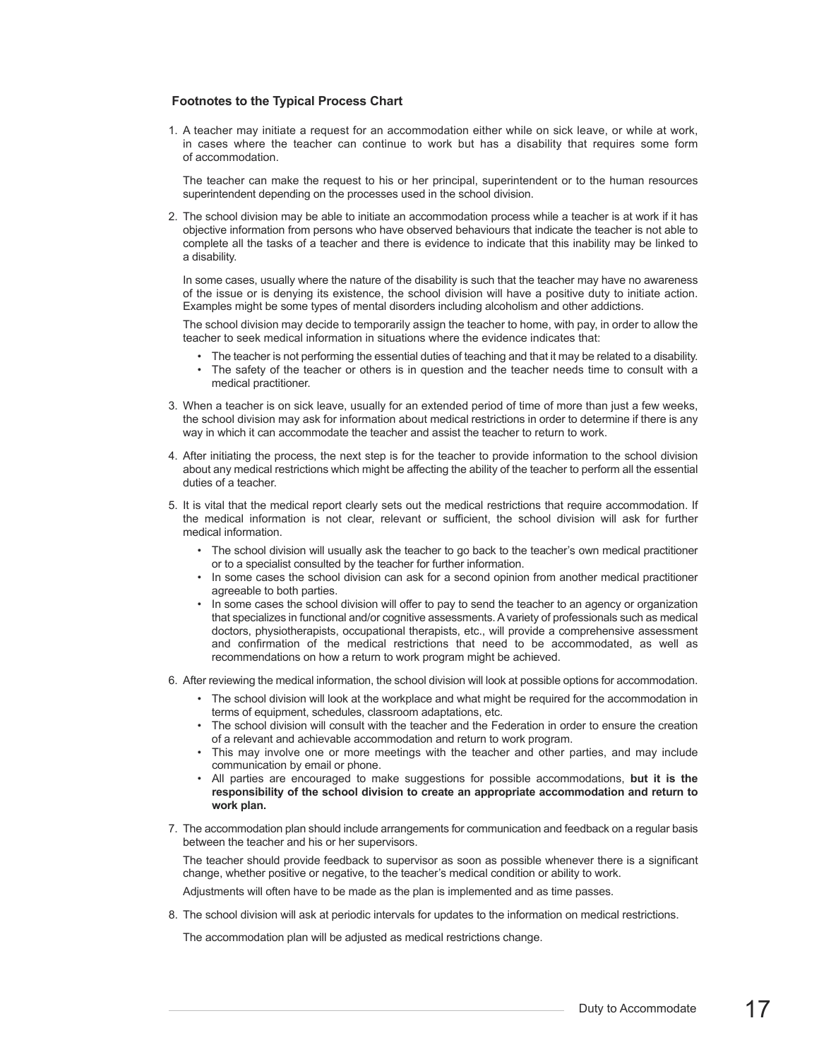### Footnotes to the Typical Process Chart

1. A teacher may initiate a request for an accommodation either while on sick leave, or while at work, in cases where the teacher can continue to work but has a disability that requires some form of accommodation.

   The teacher can make the request to his or her principal, superintendent or to the human resources superintendent depending on the processes used in the school division.

2. The school division may be able to initiate an accommodation process while a teacher is at work if it has objective information from persons who have observed behaviours that indicate the teacher is not able to complete all the tasks of a teacher and there is evidence to indicate that this inability may be linked to a disability.

   In some cases, usually where the nature of the disability is such that the teacher may have no awareness of the issue or is denying its existence, the school division will have a positive duty to initiate action. Examples might be some types of mental disorders including alcoholism and other addictions.

   The school division may decide to temporarily assign the teacher to home, with pay, in order to allow the teacher to seek medical information in situations where the evidence indicates that:

   - The teacher is not performing the essential duties of teaching and that it may be related to a disability.
   - The safety of the teacher or others is in question and the teacher needs time to consult with a medical practitioner.

3. When a teacher is on sick leave, usually for an extended period of time of more than just a few weeks, the school division may ask for information about medical restrictions in order to determine if there is any way in which it can accommodate the teacher and assist the teacher to return to work.

4. After initiating the process, the next step is for the teacher to provide information to the school division about any medical restrictions which might be affecting the ability of the teacher to perform all the essential duties of a teacher.

5. It is vital that the medical report clearly sets out the medical restrictions that require accommodation. If the medical information is not clear, relevant or sufficient, the school division will ask for further medical information.

   - The school division will usually ask the teacher to go back to the teacher's own medical practitioner or to a specialist consulted by the teacher for further information.
   - In some cases the school division can ask for a second opinion from another medical practitioner agreeable to both parties.
   - In some cases the school division will offer to pay to send the teacher to an agency or organization that specializes in functional and/or cognitive assessments. A variety of professionals such as medical doctors, physiotherapists, occupational therapists, etc., will provide a comprehensive assessment and confirmation of the medical restrictions that need to be accommodated, as well as recommendations on how a return to work program might be achieved.

6. After reviewing the medical information, the school division will look at possible options for accommodation.

   - The school division will look at the workplace and what might be required for the accommodation in terms of equipment, schedules, classroom adaptations, etc.
   - The school division will consult with the teacher and the Federation in order to ensure the creation of a relevant and achievable accommodation and return to work program.
   - This may involve one or more meetings with the teacher and other parties, and may include communication by email or phone.
   - All parties are encouraged to make suggestions for possible accommodations, **but it is the responsibility of the school division to create an appropriate accommodation and return to work plan.**

7. The accommodation plan should include arrangements for communication and feedback on a regular basis between the teacher and his or her supervisors.

   The teacher should provide feedback to supervisor as soon as possible whenever there is a significant change, whether positive or negative, to the teacher's medical condition or ability to work.

   Adjustments will often have to be made as the plan is implemented and as time passes.

8. The school division will ask at periodic intervals for updates to the information on medical restrictions.

   The accommodation plan will be adjusted as medical restrictions change.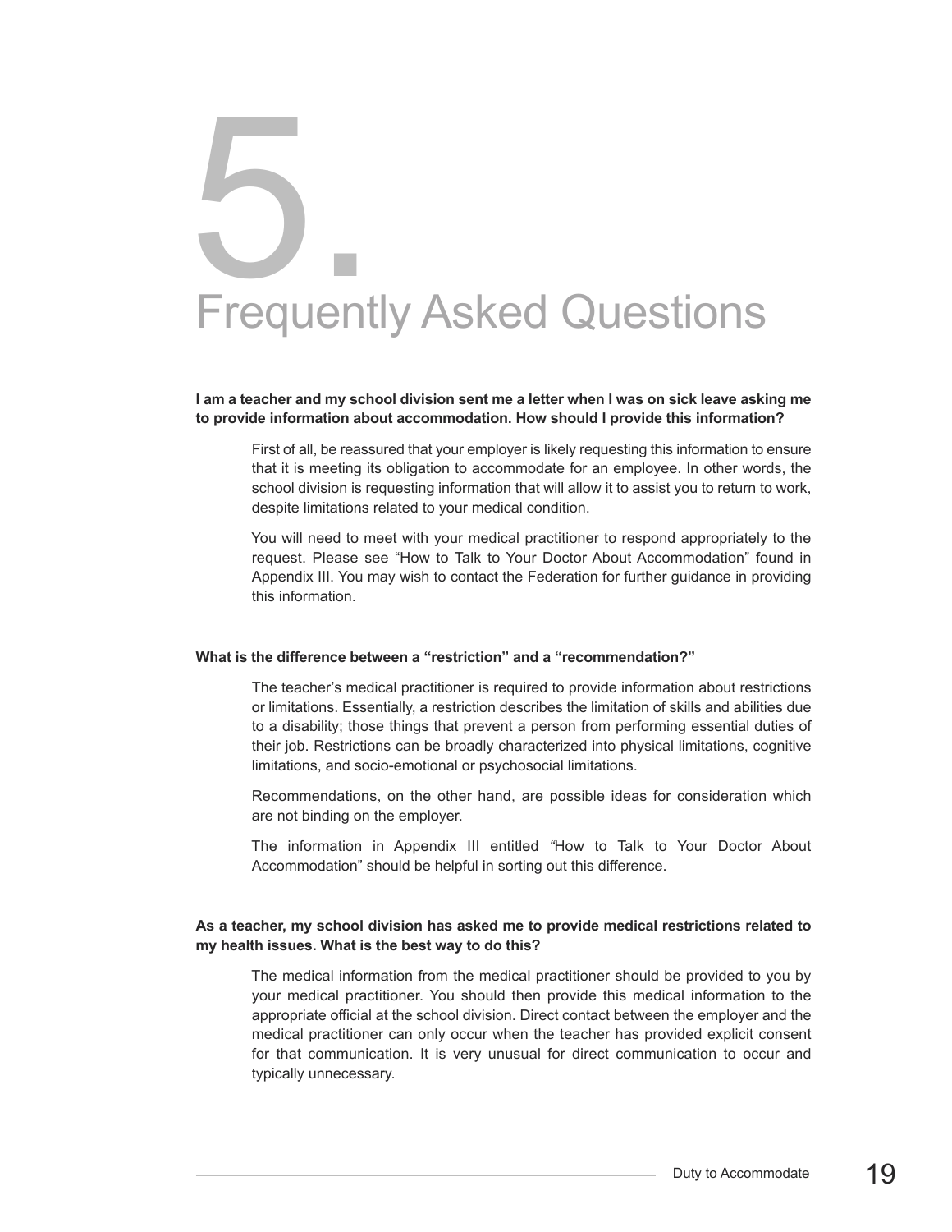# 5. Frequently Asked Questions

**I am a teacher and my school division sent me a letter when I was on sick leave asking me to provide information about accommodation. How should I provide this information?**

First of all, be reassured that your employer is likely requesting this information to ensure that it is meeting its obligation to accommodate for an employee. In other words, the school division is requesting information that will allow it to assist you to return to work, despite limitations related to your medical condition.

You will need to meet with your medical practitioner to respond appropriately to the request. Please see "How to Talk to Your Doctor About Accommodation" found in Appendix III. You may wish to contact the Federation for further guidance in providing this information.

**What is the difference between a "restriction" and a "recommendation?"**

The teacher's medical practitioner is required to provide information about restrictions or limitations. Essentially, a restriction describes the limitation of skills and abilities due to a disability; those things that prevent a person from performing essential duties of their job. Restrictions can be broadly characterized into physical limitations, cognitive limitations, and socio-emotional or psychosocial limitations.

Recommendations, on the other hand, are possible ideas for consideration which are not binding on the employer.

The information in Appendix III entitled "How to Talk to Your Doctor About Accommodation" should be helpful in sorting out this difference.

**As a teacher, my school division has asked me to provide medical restrictions related to my health issues. What is the best way to do this?**

The medical information from the medical practitioner should be provided to you by your medical practitioner. You should then provide this medical information to the appropriate official at the school division. Direct contact between the employer and the medical practitioner can only occur when the teacher has provided explicit consent for that communication. It is very unusual for direct communication to occur and typically unnecessary.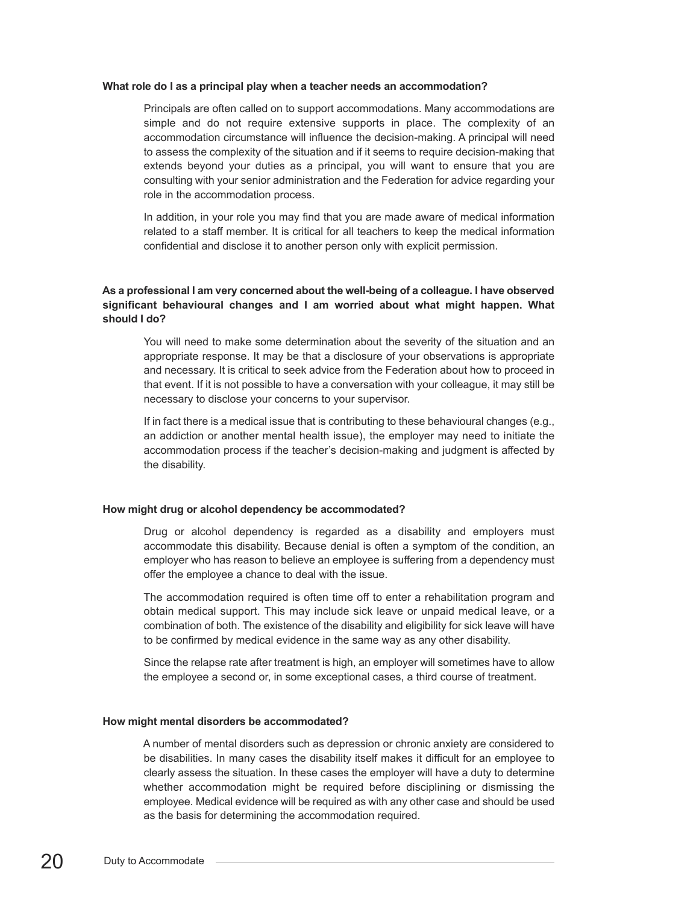**What role do I as a principal play when a teacher needs an accommodation?**

Principals are often called on to support accommodations. Many accommodations are simple and do not require extensive supports in place. The complexity of an accommodation circumstance will influence the decision-making. A principal will need to assess the complexity of the situation and if it seems to require decision-making that extends beyond your duties as a principal, you will want to ensure that you are consulting with your senior administration and the Federation for advice regarding your role in the accommodation process.

In addition, in your role you may find that you are made aware of medical information related to a staff member. It is critical for all teachers to keep the medical information confidential and disclose it to another person only with explicit permission.

**As a professional I am very concerned about the well-being of a colleague. I have observed significant behavioural changes and I am worried about what might happen. What should I do?**

You will need to make some determination about the severity of the situation and an appropriate response. It may be that a disclosure of your observations is appropriate and necessary. It is critical to seek advice from the Federation about how to proceed in that event. If it is not possible to have a conversation with your colleague, it may still be necessary to disclose your concerns to your supervisor.

If in fact there is a medical issue that is contributing to these behavioural changes (e.g., an addiction or another mental health issue), the employer may need to initiate the accommodation process if the teacher's decision-making and judgment is affected by the disability.

**How might drug or alcohol dependency be accommodated?**

Drug or alcohol dependency is regarded as a disability and employers must accommodate this disability. Because denial is often a symptom of the condition, an employer who has reason to believe an employee is suffering from a dependency must offer the employee a chance to deal with the issue.

The accommodation required is often time off to enter a rehabilitation program and obtain medical support. This may include sick leave or unpaid medical leave, or a combination of both. The existence of the disability and eligibility for sick leave will have to be confirmed by medical evidence in the same way as any other disability.

Since the relapse rate after treatment is high, an employer will sometimes have to allow the employee a second or, in some exceptional cases, a third course of treatment.

**How might mental disorders be accommodated?**

A number of mental disorders such as depression or chronic anxiety are considered to be disabilities. In many cases the disability itself makes it difficult for an employee to clearly assess the situation. In these cases the employer will have a duty to determine whether accommodation might be required before disciplining or dismissing the employee. Medical evidence will be required as with any other case and should be used as the basis for determining the accommodation required.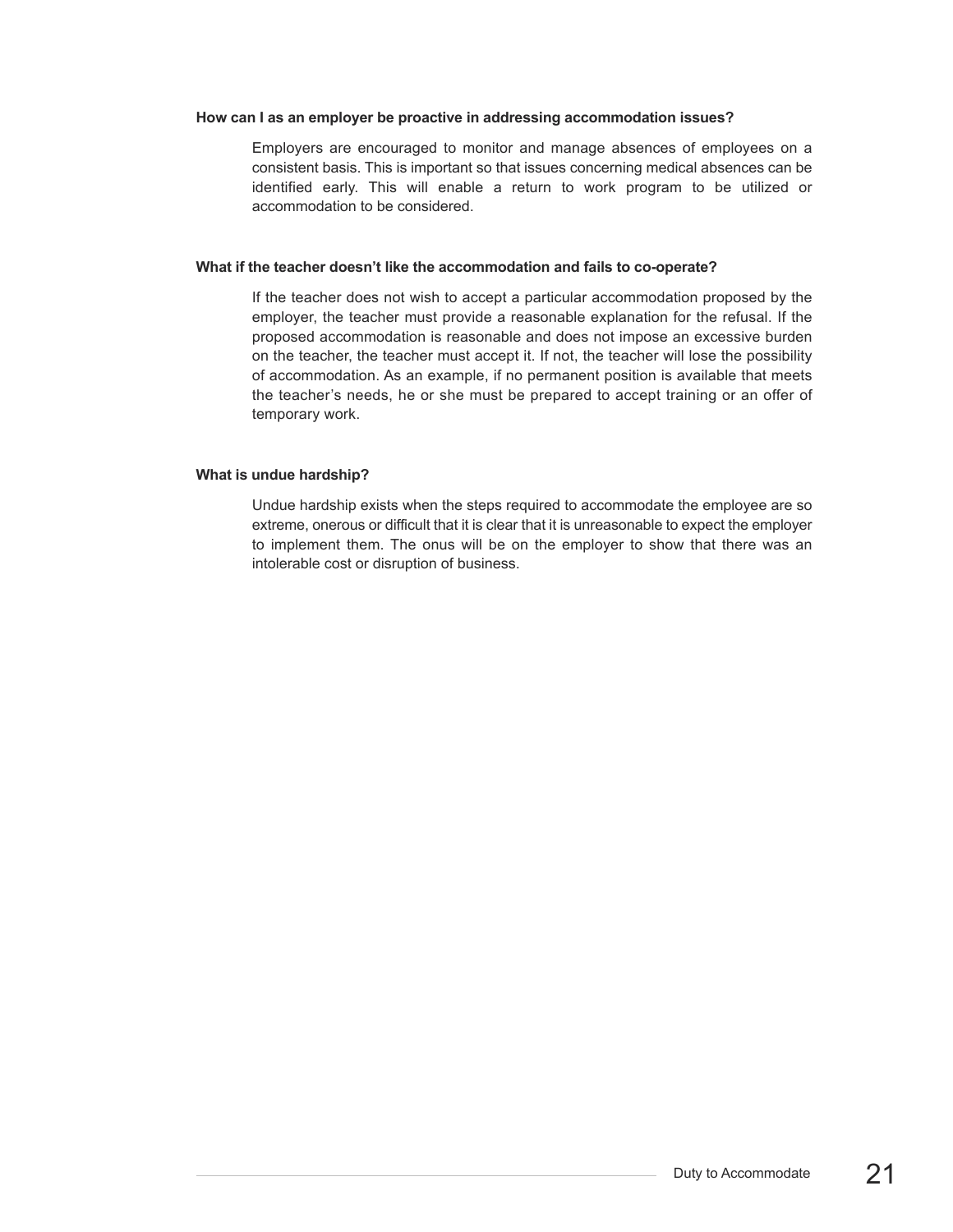**How can I as an employer be proactive in addressing accommodation issues?**

Employers are encouraged to monitor and manage absences of employees on a consistent basis. This is important so that issues concerning medical absences can be identified early. This will enable a return to work program to be utilized or accommodation to be considered.

**What if the teacher doesn't like the accommodation and fails to co-operate?**

If the teacher does not wish to accept a particular accommodation proposed by the employer, the teacher must provide a reasonable explanation for the refusal. If the proposed accommodation is reasonable and does not impose an excessive burden on the teacher, the teacher must accept it. If not, the teacher will lose the possibility of accommodation. As an example, if no permanent position is available that meets the teacher's needs, he or she must be prepared to accept training or an offer of temporary work.

**What is undue hardship?**

Undue hardship exists when the steps required to accommodate the employee are so extreme, onerous or difficult that it is clear that it is unreasonable to expect the employer to implement them. The onus will be on the employer to show that there was an intolerable cost or disruption of business.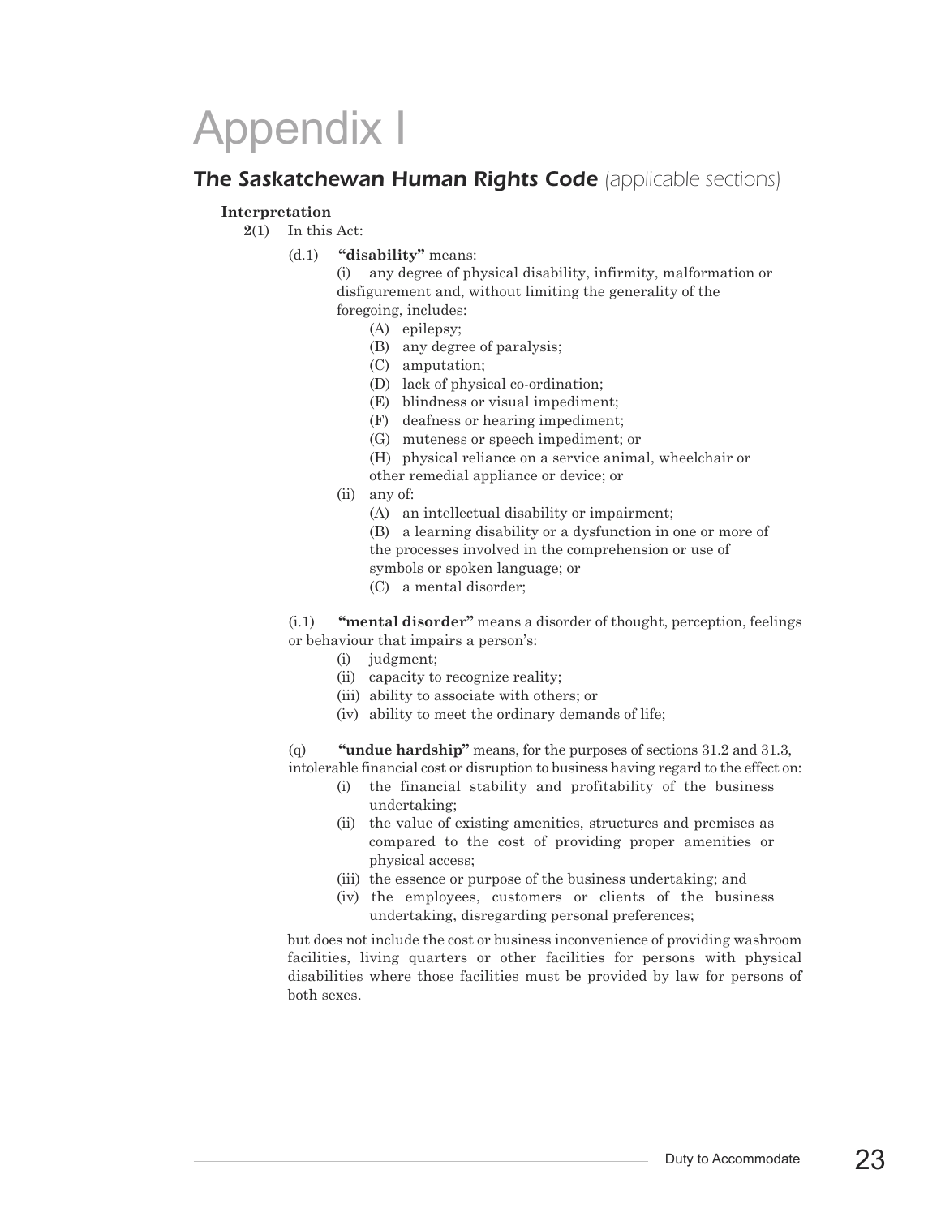# Appendix I

## *The Saskatchewan Human Rights Code* (applicable sections)

**Interpretation**

**2**(1) In this Act:

(d.1) **"disability"** means:

(i) any degree of physical disability, infirmity, malformation or disfigurement and, without limiting the generality of the foregoing, includes:

(A) epilepsy;

(B) any degree of paralysis;

(C) amputation;

(D) lack of physical co-ordination;

(E) blindness or visual impediment;

(F) deafness or hearing impediment;

(G) muteness or speech impediment; or

(H) physical reliance on a service animal, wheelchair or other remedial appliance or device; or

(ii) any of:

(A) an intellectual disability or impairment;

(B) a learning disability or a dysfunction in one or more of the processes involved in the comprehension or use of symbols or spoken language; or

(C) a mental disorder;

(i.1) **"mental disorder"** means a disorder of thought, perception, feelings or behaviour that impairs a person's:

(i) judgment;

(ii) capacity to recognize reality;

(iii) ability to associate with others; or

(iv) ability to meet the ordinary demands of life;

(q) **"undue hardship"** means, for the purposes of sections 31.2 and 31.3, intolerable financial cost or disruption to business having regard to the effect on:

(i) the financial stability and profitability of the business undertaking;

(ii) the value of existing amenities, structures and premises as compared to the cost of providing proper amenities or physical access;

(iii) the essence or purpose of the business undertaking; and

(iv) the employees, customers or clients of the business undertaking, disregarding personal preferences;

but does not include the cost or business inconvenience of providing washroom facilities, living quarters or other facilities for persons with physical disabilities where those facilities must be provided by law for persons of both sexes.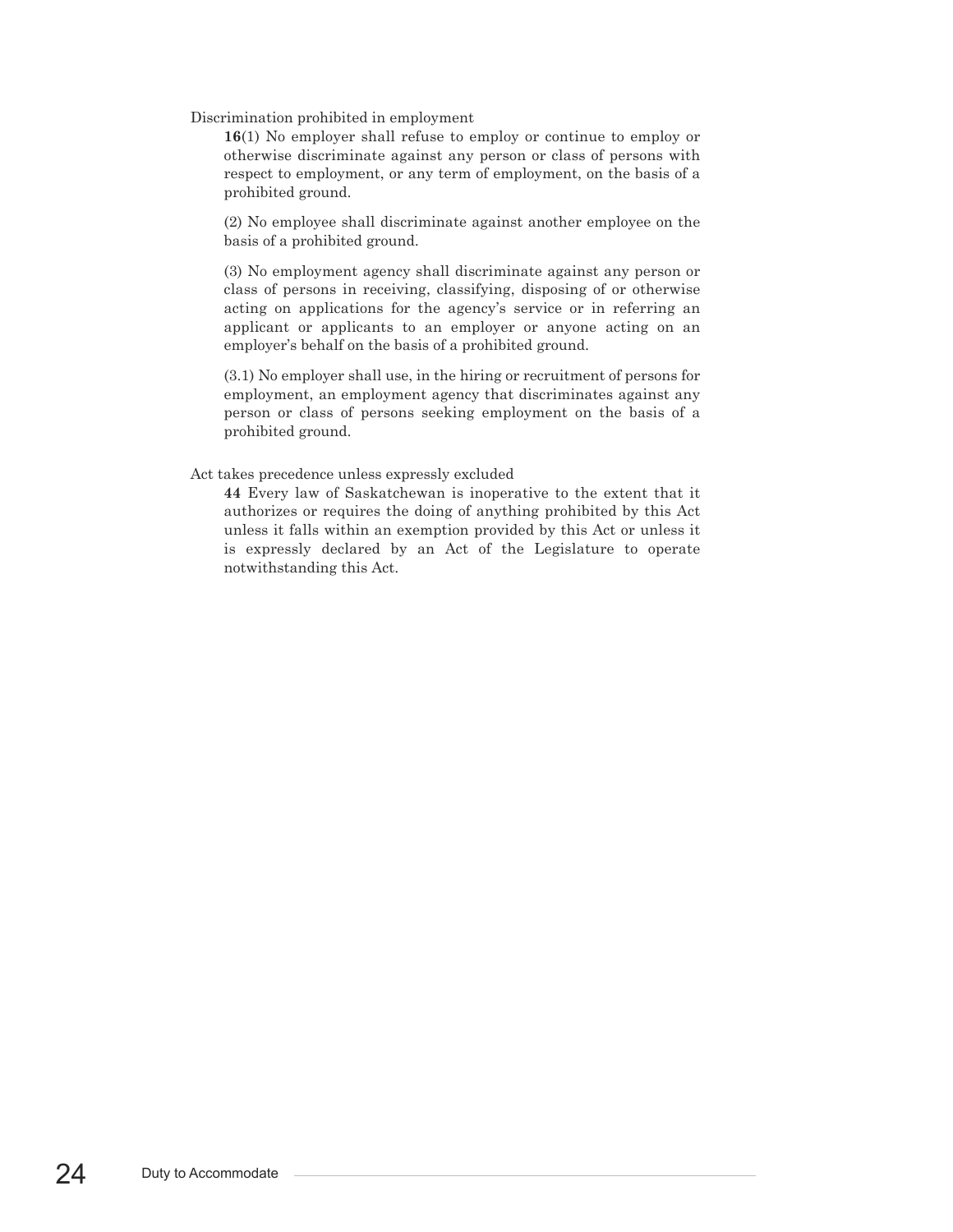Discrimination prohibited in employment

**16**(1) No employer shall refuse to employ or continue to employ or otherwise discriminate against any person or class of persons with respect to employment, or any term of employment, on the basis of a prohibited ground.

(2) No employee shall discriminate against another employee on the basis of a prohibited ground.

(3) No employment agency shall discriminate against any person or class of persons in receiving, classifying, disposing of or otherwise acting on applications for the agency's service or in referring an applicant or applicants to an employer or anyone acting on an employer's behalf on the basis of a prohibited ground.

(3.1) No employer shall use, in the hiring or recruitment of persons for employment, an employment agency that discriminates against any person or class of persons seeking employment on the basis of a prohibited ground.

Act takes precedence unless expressly excluded

**44** Every law of Saskatchewan is inoperative to the extent that it authorizes or requires the doing of anything prohibited by this Act unless it falls within an exemption provided by this Act or unless it is expressly declared by an Act of the Legislature to operate notwithstanding this Act.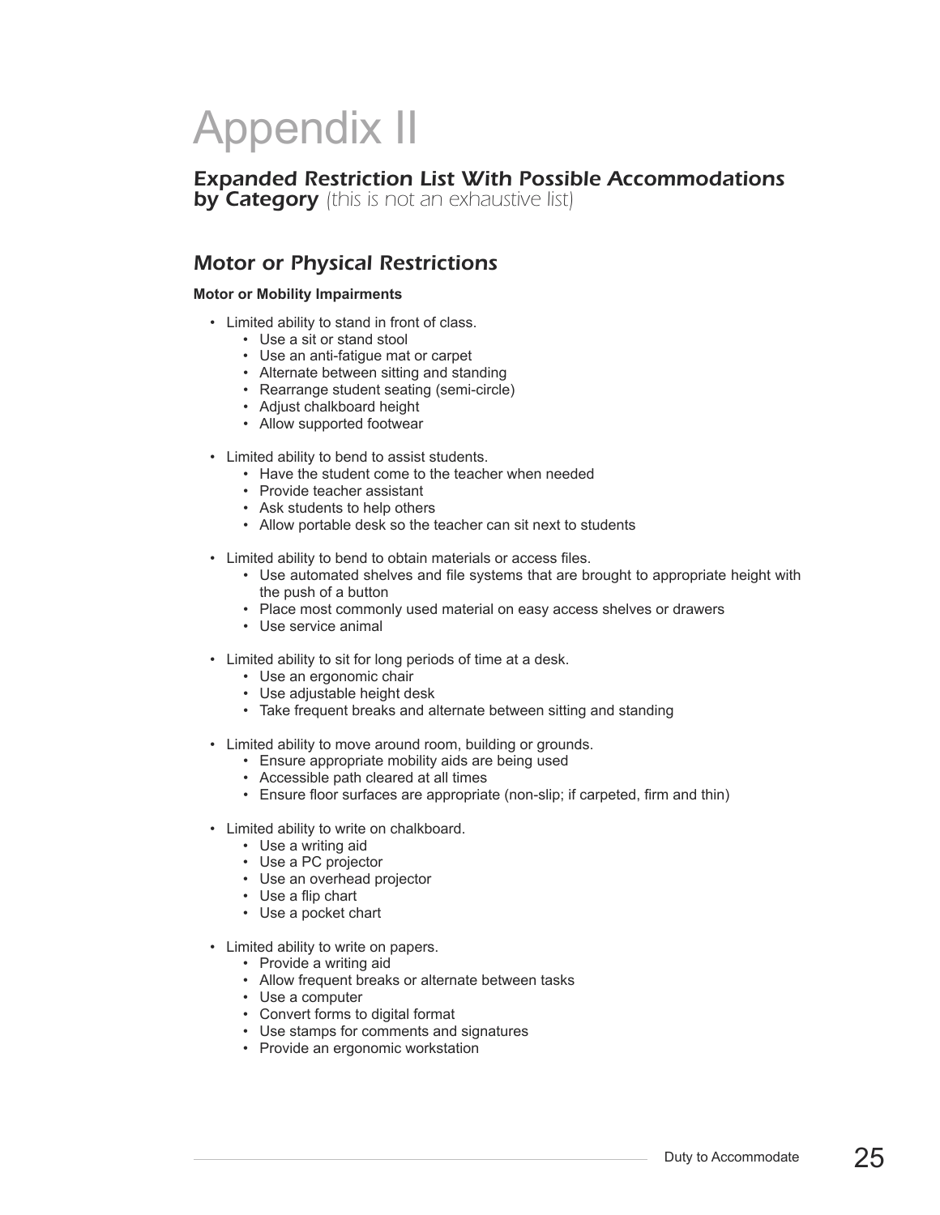# Appendix II

## *Expanded Restriction List With Possible Accommodations by Category* *(this is not an exhaustive list)*

### *Motor or Physical Restrictions*

**Motor or Mobility Impairments**

- Limited ability to stand in front of class.
  - Use a sit or stand stool
  - Use an anti-fatigue mat or carpet
  - Alternate between sitting and standing
  - Rearrange student seating (semi-circle)
  - Adjust chalkboard height
  - Allow supported footwear

- Limited ability to bend to assist students.
  - Have the student come to the teacher when needed
  - Provide teacher assistant
  - Ask students to help others
  - Allow portable desk so the teacher can sit next to students

- Limited ability to bend to obtain materials or access files.
  - Use automated shelves and file systems that are brought to appropriate height with the push of a button
  - Place most commonly used material on easy access shelves or drawers
  - Use service animal

- Limited ability to sit for long periods of time at a desk.
  - Use an ergonomic chair
  - Use adjustable height desk
  - Take frequent breaks and alternate between sitting and standing

- Limited ability to move around room, building or grounds.
  - Ensure appropriate mobility aids are being used
  - Accessible path cleared at all times
  - Ensure floor surfaces are appropriate (non-slip; if carpeted, firm and thin)

- Limited ability to write on chalkboard.
  - Use a writing aid
  - Use a PC projector
  - Use an overhead projector
  - Use a flip chart
  - Use a pocket chart

- Limited ability to write on papers.
  - Provide a writing aid
  - Allow frequent breaks or alternate between tasks
  - Use a computer
  - Convert forms to digital format
  - Use stamps for comments and signatures
  - Provide an ergonomic workstation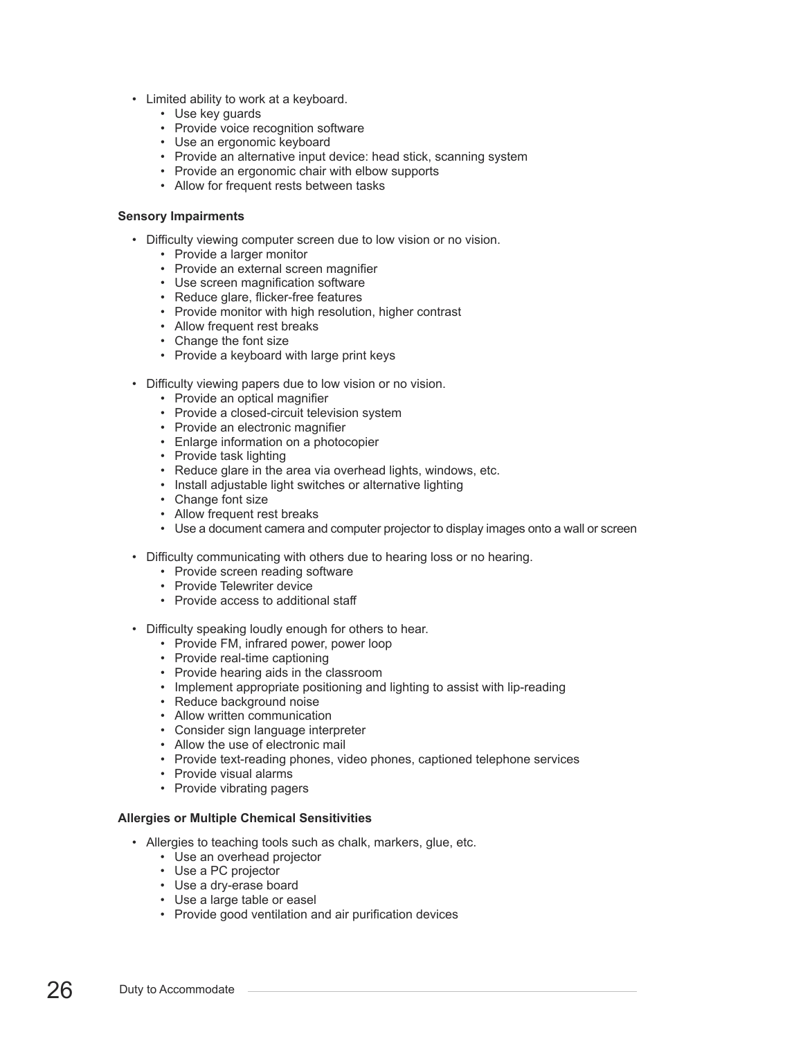- Limited ability to work at a keyboard.
  - Use key guards
  - Provide voice recognition software
  - Use an ergonomic keyboard
  - Provide an alternative input device: head stick, scanning system
  - Provide an ergonomic chair with elbow supports
  - Allow for frequent rests between tasks

**Sensory Impairments**

- Difficulty viewing computer screen due to low vision or no vision.
  - Provide a larger monitor
  - Provide an external screen magnifier
  - Use screen magnification software
  - Reduce glare, flicker-free features
  - Provide monitor with high resolution, higher contrast
  - Allow frequent rest breaks
  - Change the font size
  - Provide a keyboard with large print keys

- Difficulty viewing papers due to low vision or no vision.
  - Provide an optical magnifier
  - Provide a closed-circuit television system
  - Provide an electronic magnifier
  - Enlarge information on a photocopier
  - Provide task lighting
  - Reduce glare in the area via overhead lights, windows, etc.
  - Install adjustable light switches or alternative lighting
  - Change font size
  - Allow frequent rest breaks
  - Use a document camera and computer projector to display images onto a wall or screen

- Difficulty communicating with others due to hearing loss or no hearing.
  - Provide screen reading software
  - Provide Telewriter device
  - Provide access to additional staff

- Difficulty speaking loudly enough for others to hear.
  - Provide FM, infrared power, power loop
  - Provide real-time captioning
  - Provide hearing aids in the classroom
  - Implement appropriate positioning and lighting to assist with lip-reading
  - Reduce background noise
  - Allow written communication
  - Consider sign language interpreter
  - Allow the use of electronic mail
  - Provide text-reading phones, video phones, captioned telephone services
  - Provide visual alarms
  - Provide vibrating pagers

**Allergies or Multiple Chemical Sensitivities**

- Allergies to teaching tools such as chalk, markers, glue, etc.
  - Use an overhead projector
  - Use a PC projector
  - Use a dry-erase board
  - Use a large table or easel
  - Provide good ventilation and air purification devices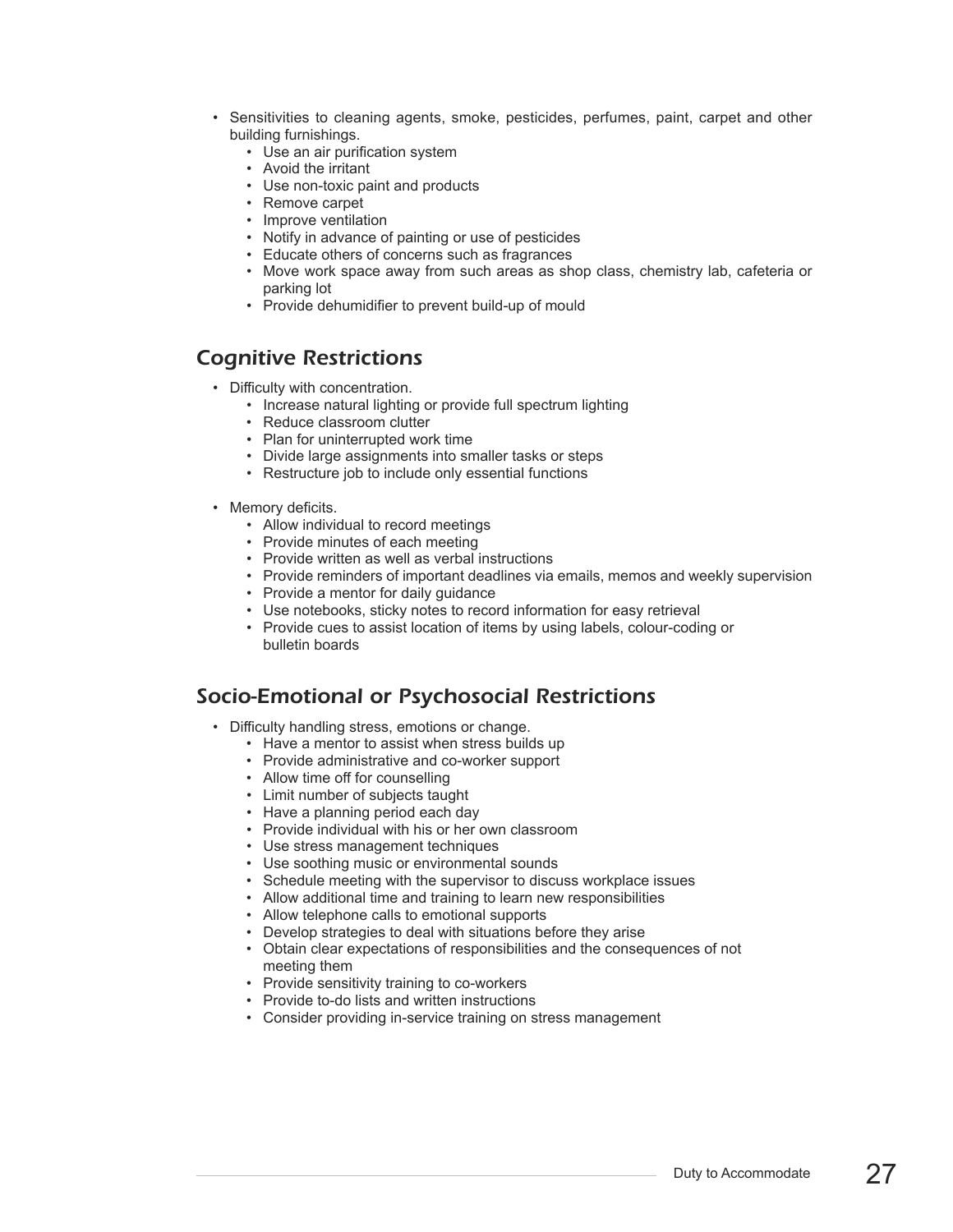- Sensitivities to cleaning agents, smoke, pesticides, perfumes, paint, carpet and other building furnishings.
    - Use an air purification system
    - Avoid the irritant
    - Use non-toxic paint and products
    - Remove carpet
    - Improve ventilation
    - Notify in advance of painting or use of pesticides
    - Educate others of concerns such as fragrances
    - Move work space away from such areas as shop class, chemistry lab, cafeteria or parking lot
    - Provide dehumidifier to prevent build-up of mould

## *Cognitive Restrictions*

- Difficulty with concentration.
    - Increase natural lighting or provide full spectrum lighting
    - Reduce classroom clutter
    - Plan for uninterrupted work time
    - Divide large assignments into smaller tasks or steps
    - Restructure job to include only essential functions

- Memory deficits.
    - Allow individual to record meetings
    - Provide minutes of each meeting
    - Provide written as well as verbal instructions
    - Provide reminders of important deadlines via emails, memos and weekly supervision
    - Provide a mentor for daily guidance
    - Use notebooks, sticky notes to record information for easy retrieval
    - Provide cues to assist location of items by using labels, colour-coding or bulletin boards

## *Socio-Emotional or Psychosocial Restrictions*

- Difficulty handling stress, emotions or change.
    - Have a mentor to assist when stress builds up
    - Provide administrative and co-worker support
    - Allow time off for counselling
    - Limit number of subjects taught
    - Have a planning period each day
    - Provide individual with his or her own classroom
    - Use stress management techniques
    - Use soothing music or environmental sounds
    - Schedule meeting with the supervisor to discuss workplace issues
    - Allow additional time and training to learn new responsibilities
    - Allow telephone calls to emotional supports
    - Develop strategies to deal with situations before they arise
    - Obtain clear expectations of responsibilities and the consequences of not meeting them
    - Provide sensitivity training to co-workers
    - Provide to-do lists and written instructions
    - Consider providing in-service training on stress management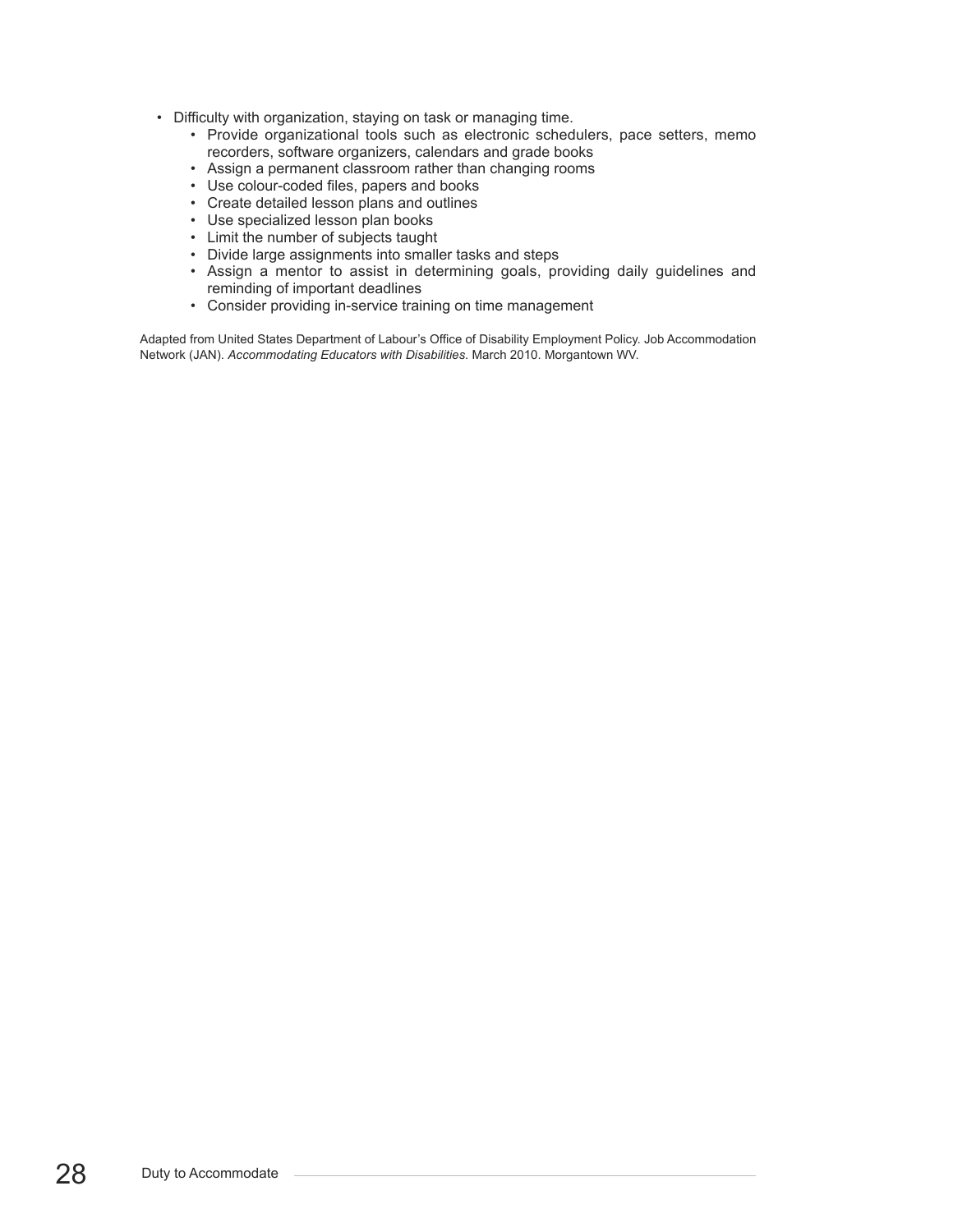- Difficulty with organization, staying on task or managing time.
  - Provide organizational tools such as electronic schedulers, pace setters, memo recorders, software organizers, calendars and grade books
  - Assign a permanent classroom rather than changing rooms
  - Use colour-coded files, papers and books
  - Create detailed lesson plans and outlines
  - Use specialized lesson plan books
  - Limit the number of subjects taught
  - Divide large assignments into smaller tasks and steps
  - Assign a mentor to assist in determining goals, providing daily guidelines and reminding of important deadlines
  - Consider providing in-service training on time management

Adapted from United States Department of Labour's Office of Disability Employment Policy. Job Accommodation Network (JAN). *Accommodating Educators with Disabilities*. March 2010. Morgantown WV.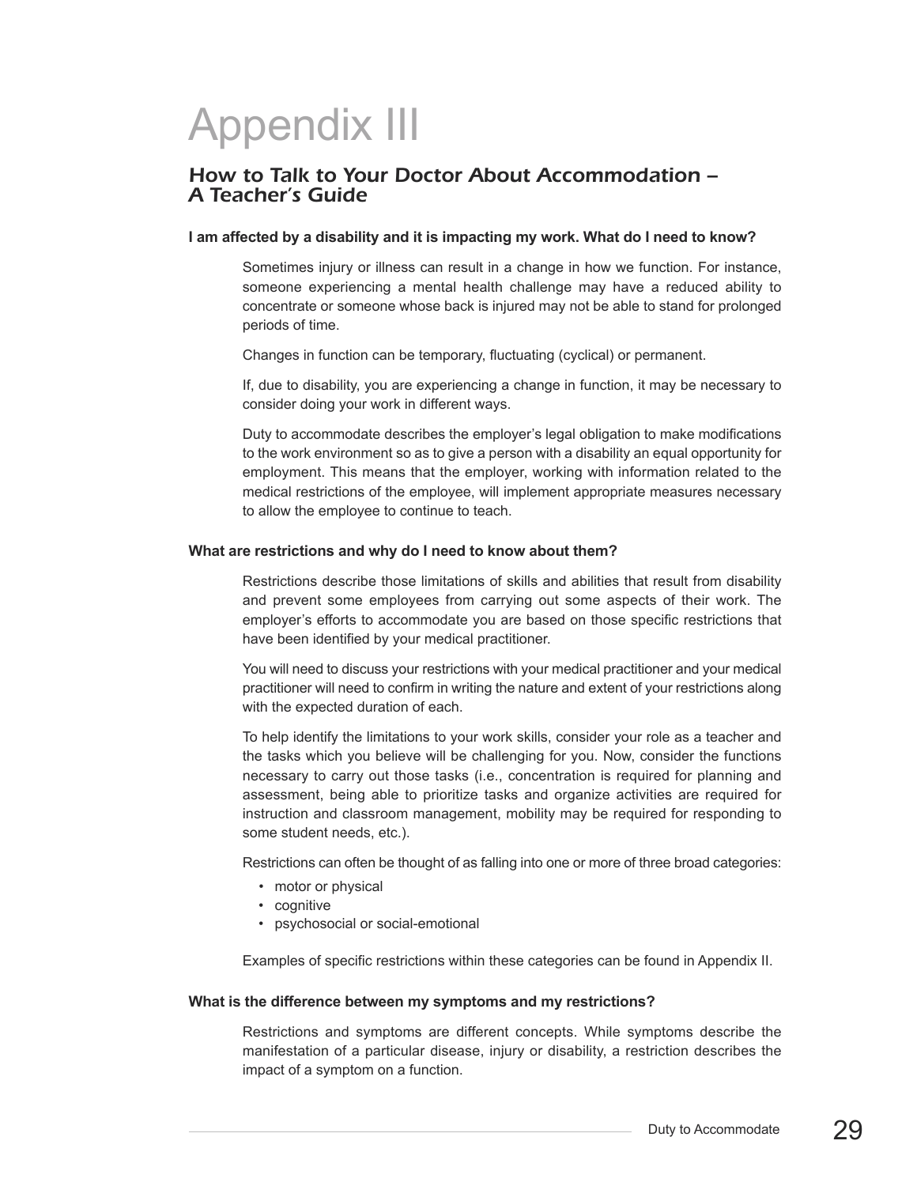# Appendix III

## *How to Talk to Your Doctor About Accommodation – A Teacher's Guide*

**I am affected by a disability and it is impacting my work. What do I need to know?**

Sometimes injury or illness can result in a change in how we function. For instance, someone experiencing a mental health challenge may have a reduced ability to concentrate or someone whose back is injured may not be able to stand for prolonged periods of time.

Changes in function can be temporary, fluctuating (cyclical) or permanent.

If, due to disability, you are experiencing a change in function, it may be necessary to consider doing your work in different ways.

Duty to accommodate describes the employer's legal obligation to make modifications to the work environment so as to give a person with a disability an equal opportunity for employment. This means that the employer, working with information related to the medical restrictions of the employee, will implement appropriate measures necessary to allow the employee to continue to teach.

**What are restrictions and why do I need to know about them?**

Restrictions describe those limitations of skills and abilities that result from disability and prevent some employees from carrying out some aspects of their work. The employer's efforts to accommodate you are based on those specific restrictions that have been identified by your medical practitioner.

You will need to discuss your restrictions with your medical practitioner and your medical practitioner will need to confirm in writing the nature and extent of your restrictions along with the expected duration of each.

To help identify the limitations to your work skills, consider your role as a teacher and the tasks which you believe will be challenging for you. Now, consider the functions necessary to carry out those tasks (i.e., concentration is required for planning and assessment, being able to prioritize tasks and organize activities are required for instruction and classroom management, mobility may be required for responding to some student needs, etc.).

Restrictions can often be thought of as falling into one or more of three broad categories:

- motor or physical
- cognitive
- psychosocial or social-emotional

Examples of specific restrictions within these categories can be found in Appendix II.

**What is the difference between my symptoms and my restrictions?**

Restrictions and symptoms are different concepts. While symptoms describe the manifestation of a particular disease, injury or disability, a restriction describes the impact of a symptom on a function.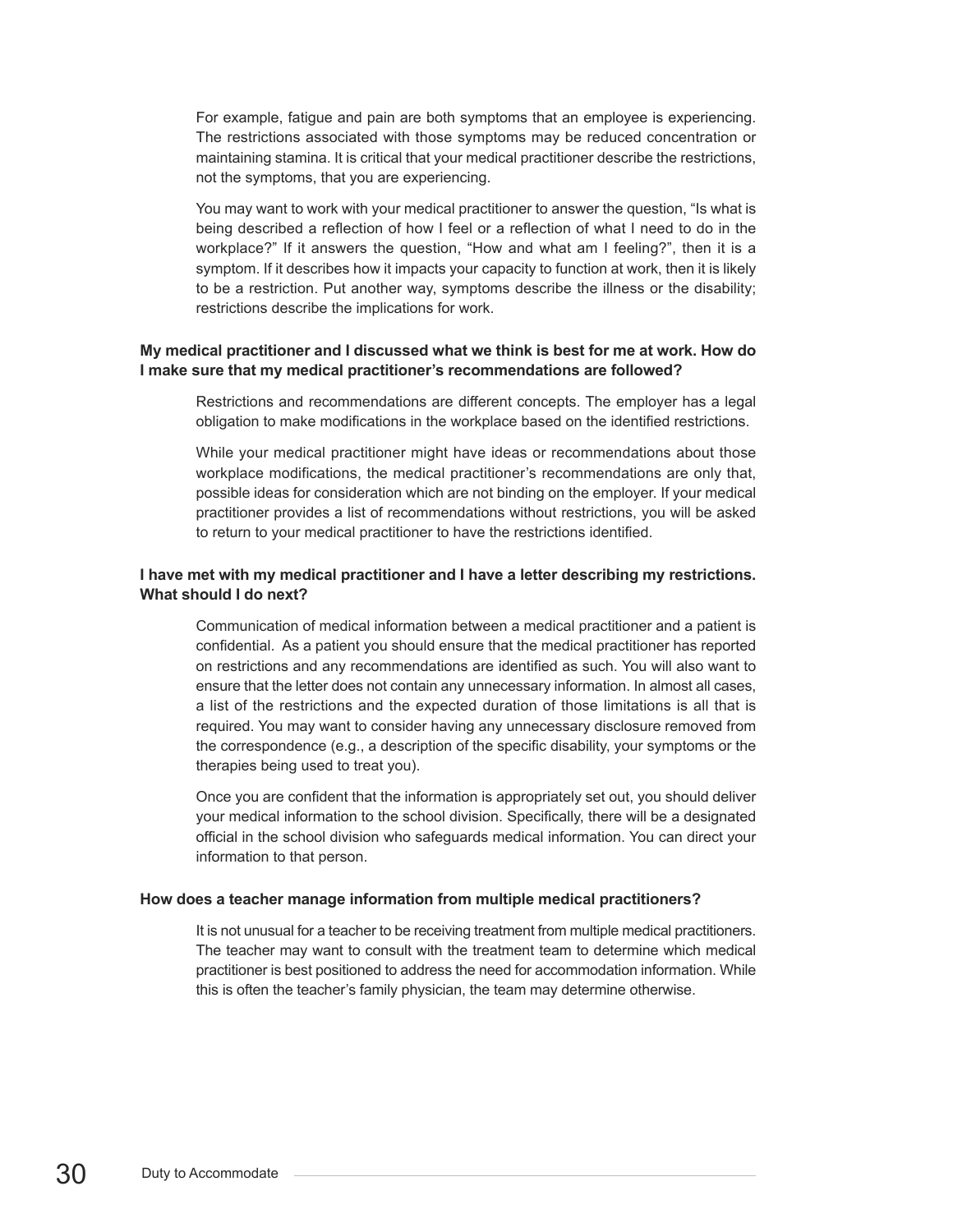For example, fatigue and pain are both symptoms that an employee is experiencing. The restrictions associated with those symptoms may be reduced concentration or maintaining stamina. It is critical that your medical practitioner describe the restrictions, not the symptoms, that you are experiencing.

You may want to work with your medical practitioner to answer the question, "Is what is being described a reflection of how I feel or a reflection of what I need to do in the workplace?" If it answers the question, "How and what am I feeling?", then it is a symptom. If it describes how it impacts your capacity to function at work, then it is likely to be a restriction. Put another way, symptoms describe the illness or the disability; restrictions describe the implications for work.

**My medical practitioner and I discussed what we think is best for me at work. How do I make sure that my medical practitioner's recommendations are followed?**

Restrictions and recommendations are different concepts. The employer has a legal obligation to make modifications in the workplace based on the identified restrictions.

While your medical practitioner might have ideas or recommendations about those workplace modifications, the medical practitioner's recommendations are only that, possible ideas for consideration which are not binding on the employer. If your medical practitioner provides a list of recommendations without restrictions, you will be asked to return to your medical practitioner to have the restrictions identified.

**I have met with my medical practitioner and I have a letter describing my restrictions. What should I do next?**

Communication of medical information between a medical practitioner and a patient is confidential. As a patient you should ensure that the medical practitioner has reported on restrictions and any recommendations are identified as such. You will also want to ensure that the letter does not contain any unnecessary information. In almost all cases, a list of the restrictions and the expected duration of those limitations is all that is required. You may want to consider having any unnecessary disclosure removed from the correspondence (e.g., a description of the specific disability, your symptoms or the therapies being used to treat you).

Once you are confident that the information is appropriately set out, you should deliver your medical information to the school division. Specifically, there will be a designated official in the school division who safeguards medical information. You can direct your information to that person.

**How does a teacher manage information from multiple medical practitioners?**

It is not unusual for a teacher to be receiving treatment from multiple medical practitioners. The teacher may want to consult with the treatment team to determine which medical practitioner is best positioned to address the need for accommodation information. While this is often the teacher's family physician, the team may determine otherwise.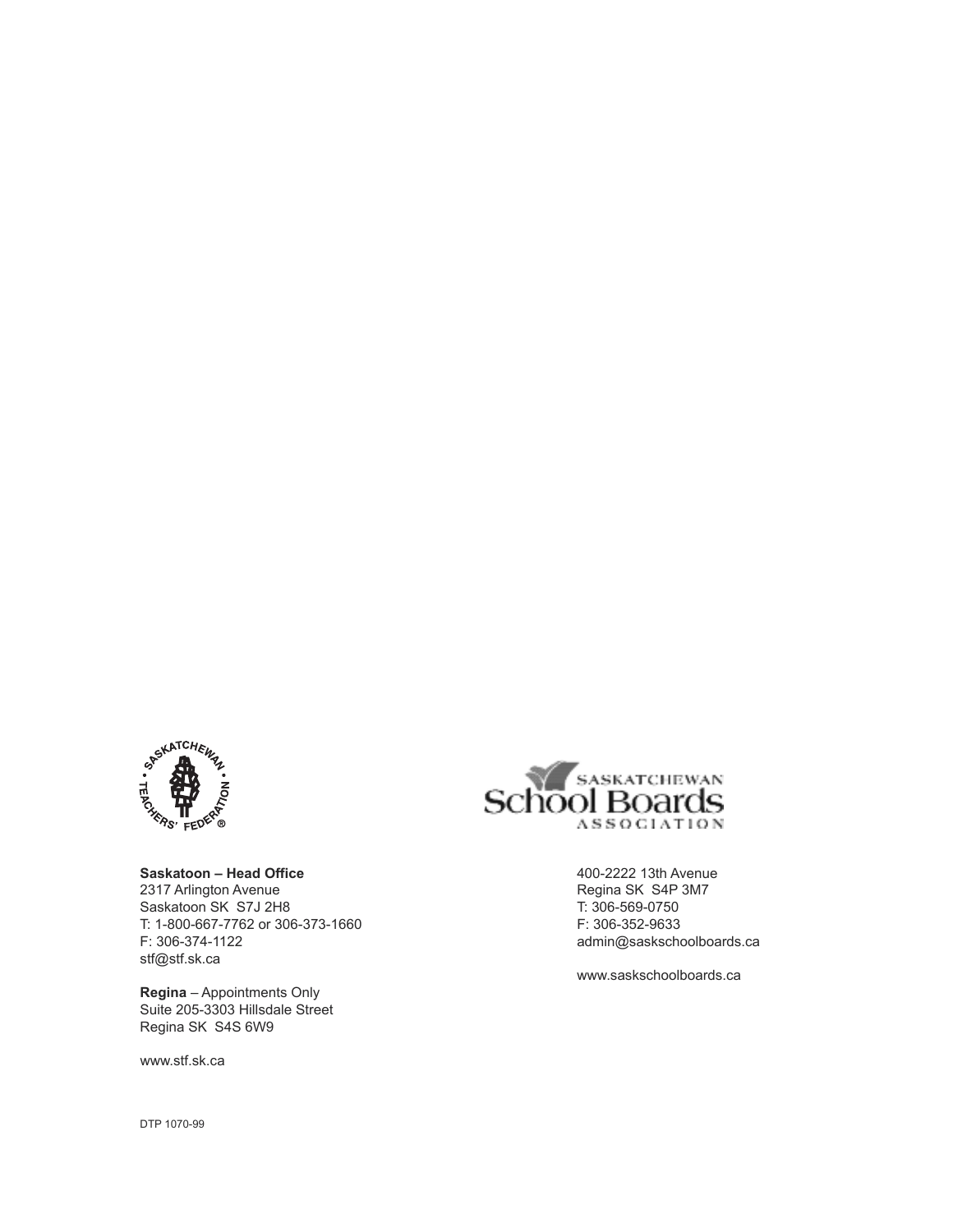**Saskatoon – Head Office**
2317 Arlington Avenue
Saskatoon SK  S7J 2H8
T: 1-800-667-7762 or 306-373-1660
F: 306-374-1122
stf@stf.sk.ca

**Regina** – Appointments Only
Suite 205-3303 Hillsdale Street
Regina SK  S4S 6W9

www.stf.sk.ca

400-2222 13th Avenue
Regina SK  S4P 3M7
T: 306-569-0750
F: 306-352-9633
admin@saskschoolboards.ca

www.saskschoolboards.ca

DTP 1070-99